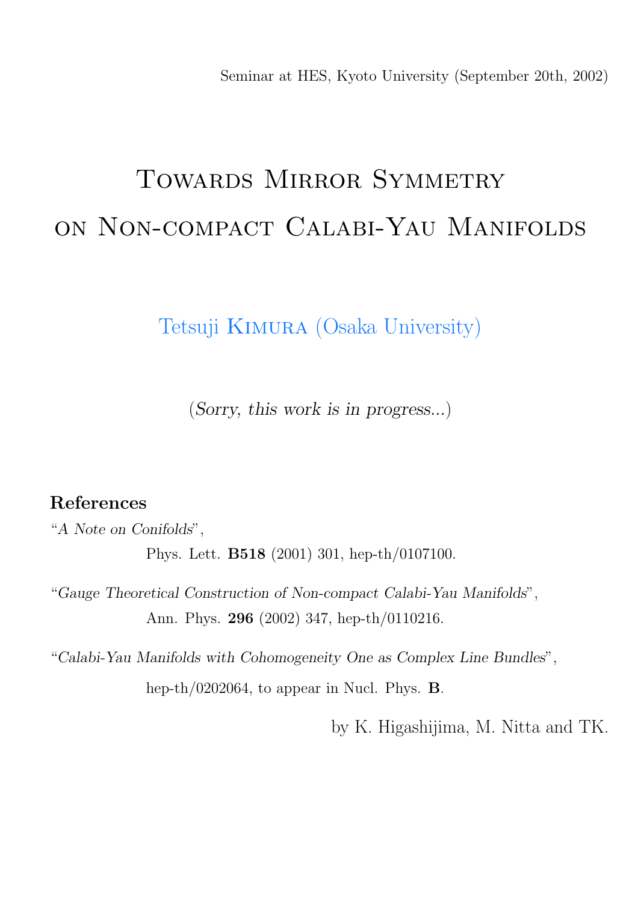Seminar at HES, Kyoto University (September 20th, 2002)

# Towards Mirror Symmetry on Non-compact Calabi-Yau Manifolds

Tetsuji Kimura (Osaka University)

(*Sorry, this work is in progress...*)

## References

"*A Note on Conifolds*",
Phys. Lett. **B518** (2001) 301, hep-th/0107100.

"*Gauge Theoretical Construction of Non-compact Calabi-Yau Manifolds*",
Ann. Phys. **296** (2002) 347, hep-th/0110216.

"*Calabi-Yau Manifolds with Cohomogeneity One as Complex Line Bundles*",
hep-th/0202064, to appear in Nucl. Phys. **B**.

by K. Higashijima, M. Nitta and TK.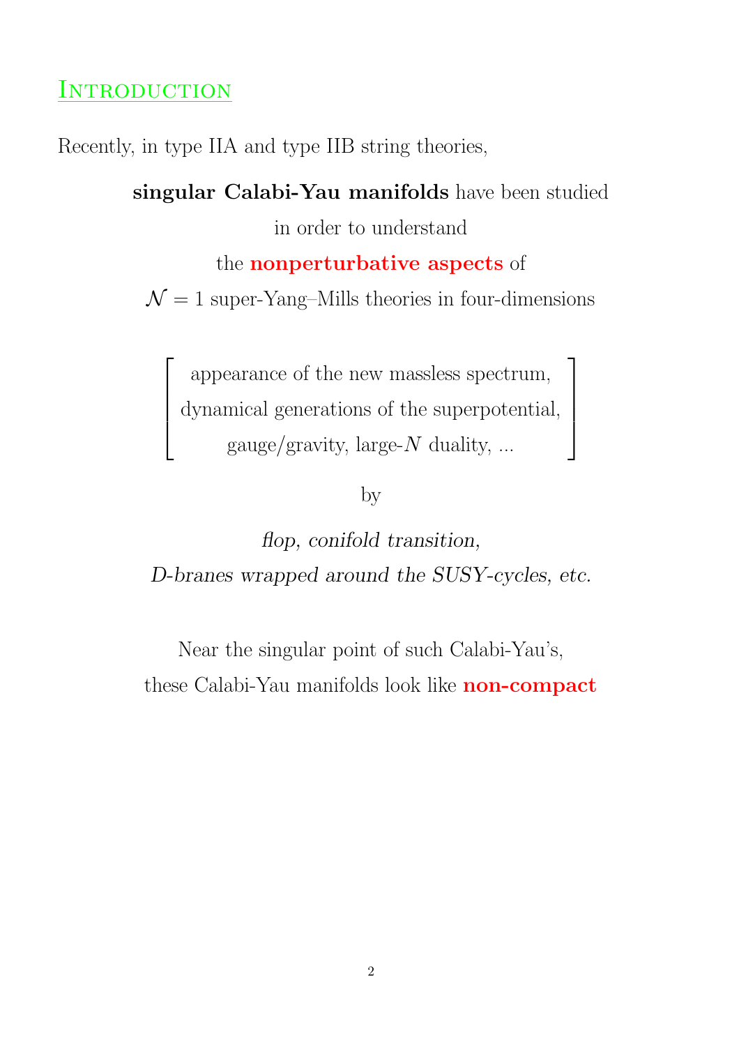## Introduction

Recently, in type IIA and type IIB string theories,

**singular Calabi-Yau manifolds** have been studied

in order to understand

the **nonperturbative aspects** of

$\mathcal{N} = 1$ super-Yang–Mills theories in four-dimensions

$$\left[\begin{array}{c}\text{appearance of the new massless spectrum,}\\ \text{dynamical generations of the superpotential,}\\ \text{gauge/gravity, large-}N\text{ duality, ...}\end{array}\right]$$

by

*flop, conifold transition,*

*D-branes wrapped around the SUSY-cycles, etc.*

Near the singular point of such Calabi-Yau's,

these Calabi-Yau manifolds look like **non-compact**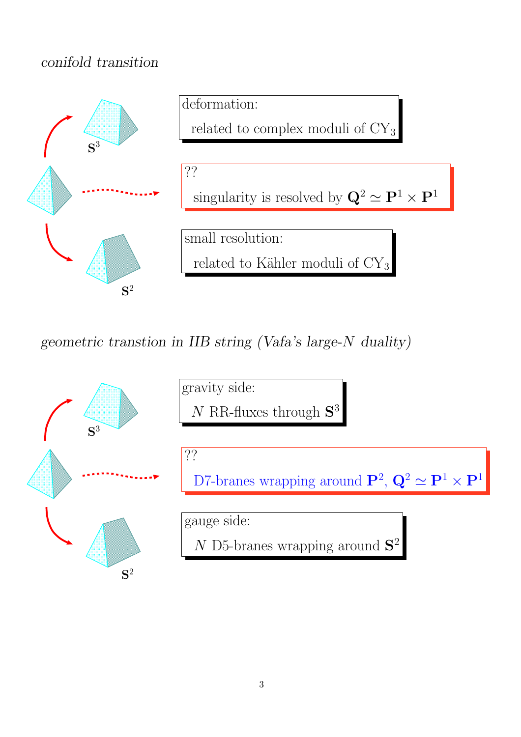*conifold transition*

$\mathbf{S}^3$

deformation:

related to complex moduli of $\mathrm{CY}_3$

??

singularity is resolved by $\mathbf{Q}^2 \simeq \mathbf{P}^1 \times \mathbf{P}^1$

$\mathbf{S}^2$

small resolution:

related to Kähler moduli of $\mathrm{CY}_3$

*geometric transtion in IIB string (Vafa's large-$N$ duality)*

$\mathbf{S}^3$

gravity side:

$N$ RR-fluxes through $\mathbf{S}^3$

??

D7-branes wrapping around $\mathbf{P}^2$, $\mathbf{Q}^2 \simeq \mathbf{P}^1 \times \mathbf{P}^1$

$\mathbf{S}^2$

gauge side:

$N$ D5-branes wrapping around $\mathbf{S}^2$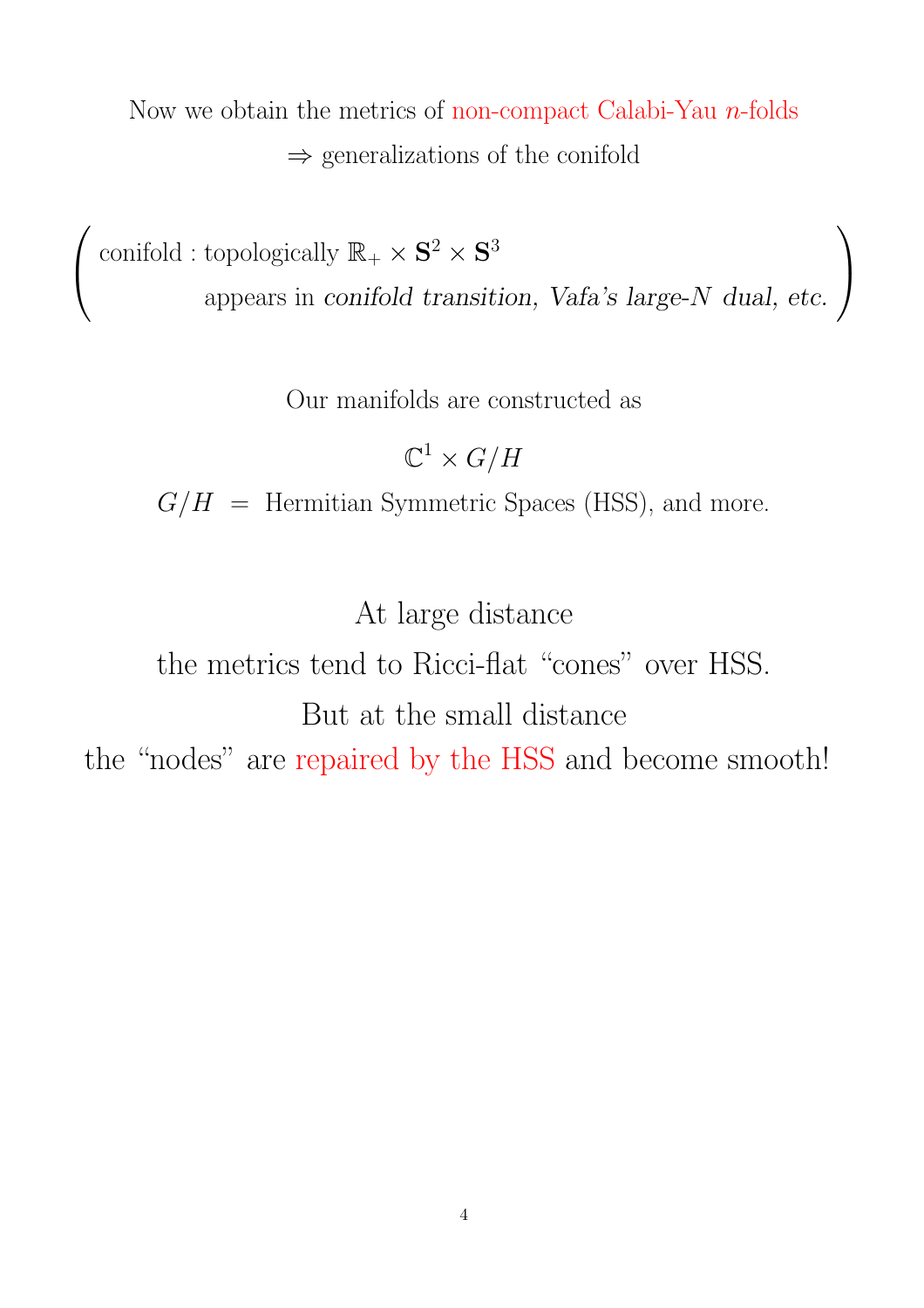Now we obtain the metrics of non-compact Calabi-Yau $n$-folds

$\Rightarrow$ generalizations of the conifold

$$\left( \begin{array}{l} \text{conifold : topologically } \mathbb{R}_+ \times \mathbf{S}^2 \times \mathbf{S}^3 \\ \qquad\qquad \text{appears in } \textit{conifold transition, Vafa's large-N dual, etc.} \end{array} \right)$$

Our manifolds are constructed as

$$\mathbb{C}^1 \times G/H$$

$G/H \;=\;$ Hermitian Symmetric Spaces (HSS), and more.

At large distance

the metrics tend to Ricci-flat "cones" over HSS.

But at the small distance

the "nodes" are repaired by the HSS and become smooth!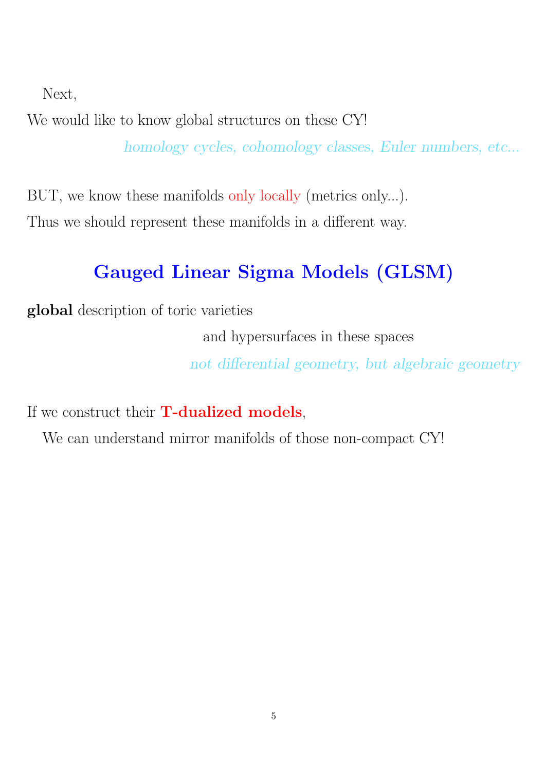Next,

We would like to know global structures on these CY!

*homology cycles, cohomology classes, Euler numbers, etc...*

BUT, we know these manifolds only locally (metrics only...).

Thus we should represent these manifolds in a different way.

## Gauged Linear Sigma Models (GLSM)

**global** description of toric varieties

and hypersurfaces in these spaces

*not differential geometry, but algebraic geometry*

If we construct their **T-dualized models**,

We can understand mirror manifolds of those non-compact CY!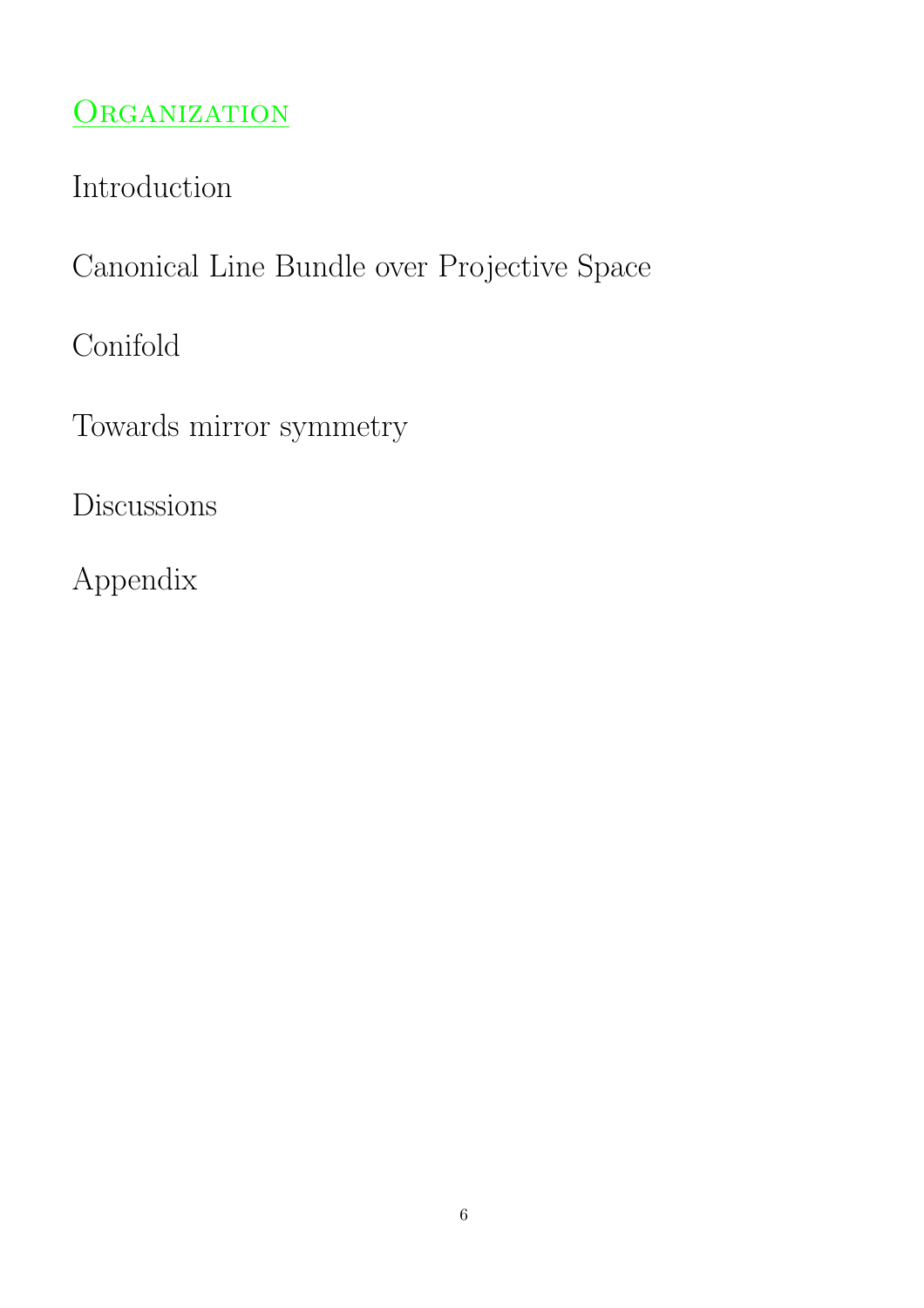## Organization

Introduction

Canonical Line Bundle over Projective Space

Conifold

Towards mirror symmetry

Discussions

Appendix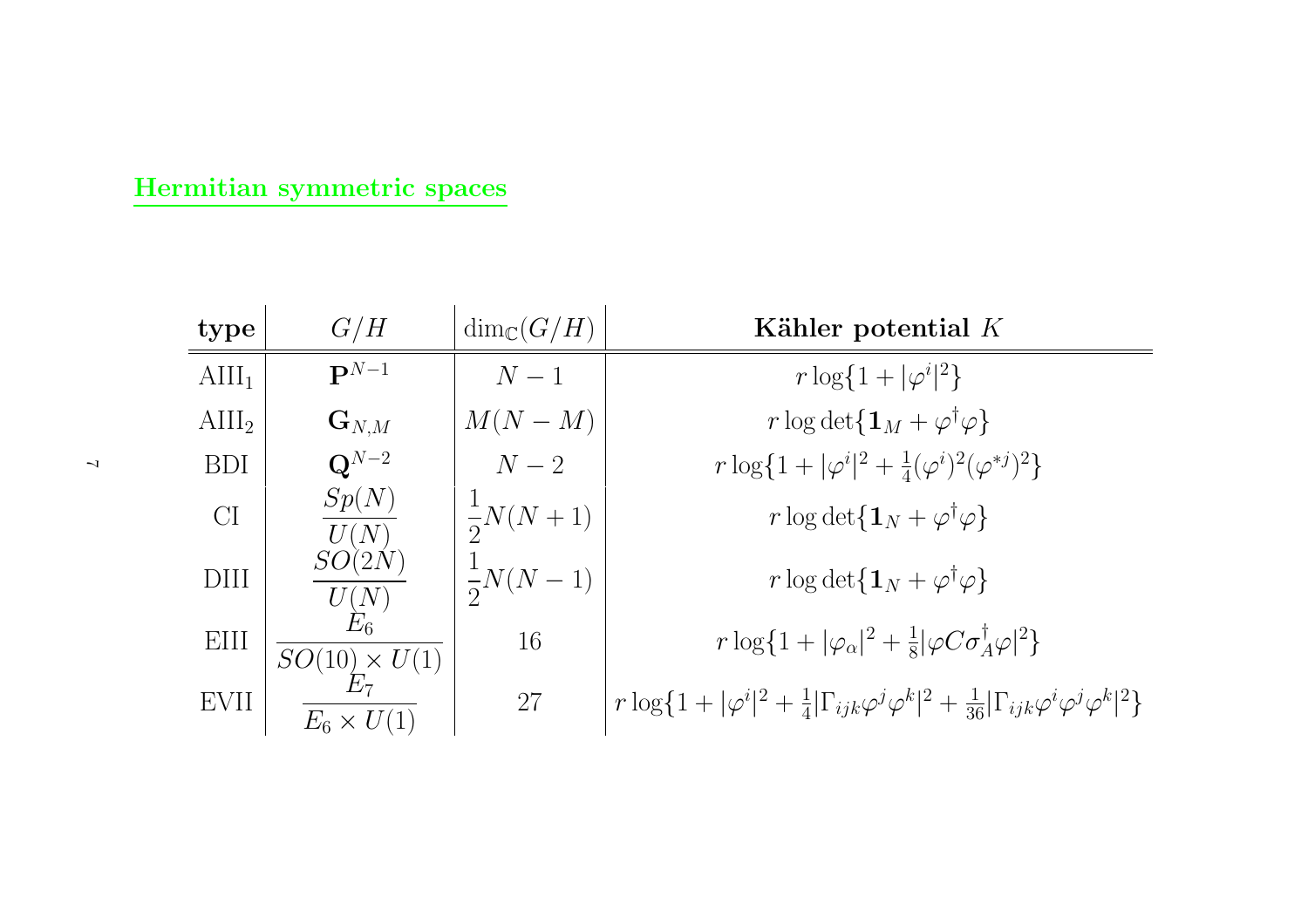## Hermitian symmetric spaces

| type | $G/H$ | $\dim_{\mathbb{C}}(G/H)$ | **Kähler potential** $K$ |
|---|---|---|---|
| $\mathrm{AIII}_1$ | $\mathbf{P}^{N-1}$ | $N-1$ | $r\log\{1+\lvert\varphi^i\rvert^2\}$ |
| $\mathrm{AIII}_2$ | $\mathbf{G}_{N,M}$ | $M(N-M)$ | $r\log\det\{\mathbf{1}_M+\varphi^\dagger\varphi\}$ |
| BDI | $\mathbf{Q}^{N-2}$ | $N-2$ | $r\log\{1+\lvert\varphi^i\rvert^2+\frac{1}{4}(\varphi^i)^2(\varphi^{*j})^2\}$ |
| CI | $\dfrac{Sp(N)}{U(N)}$ | $\dfrac{1}{2}N(N+1)$ | $r\log\det\{\mathbf{1}_N+\varphi^\dagger\varphi\}$ |
| DIII | $\dfrac{SO(2N)}{U(N)}$ | $\dfrac{1}{2}N(N-1)$ | $r\log\det\{\mathbf{1}_N+\varphi^\dagger\varphi\}$ |
| EIII | $\dfrac{E_6}{SO(10)\times U(1)}$ | 16 | $r\log\{1+\lvert\varphi_\alpha\rvert^2+\frac{1}{8}\lvert\varphi C\sigma_A^\dagger\varphi\rvert^2\}$ |
| EVII | $\dfrac{E_7}{E_6\times U(1)}$ | 27 | $r\log\{1+\lvert\varphi^i\rvert^2+\frac{1}{4}\lvert\Gamma_{ijk}\varphi^j\varphi^k\rvert^2+\frac{1}{36}\lvert\Gamma_{ijk}\varphi^i\varphi^j\varphi^k\rvert^2\}$ |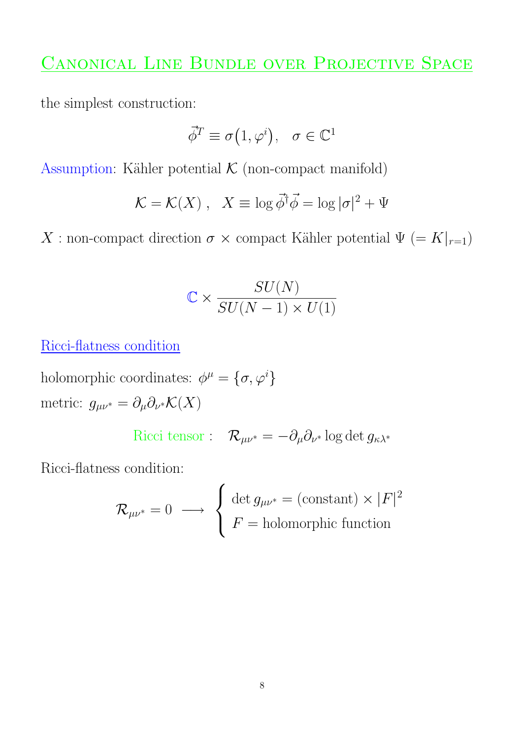# Canonical Line Bundle over Projective Space

the simplest construction:

$$\vec{\phi}^T \equiv \sigma\big(1, \varphi^i\big), \quad \sigma \in \mathbb{C}^1$$

Assumption: Kähler potential $\mathcal{K}$ (non-compact manifold)

$$\mathcal{K} = \mathcal{K}(X)\ , \quad X \equiv \log \vec{\phi}^\dagger \vec{\phi} = \log|\sigma|^2 + \Psi$$

$X$ : non-compact direction $\sigma$ $\times$ compact Kähler potential $\Psi$ $(= K|_{r=1})$

$$\mathbb{C} \times \frac{SU(N)}{SU(N-1)\times U(1)}$$

Ricci-flatness condition

holomorphic coordinates: $\phi^\mu = \{\sigma, \varphi^i\}$

metric: $g_{\mu\nu^*} = \partial_\mu \partial_{\nu^*} \mathcal{K}(X)$

$$\text{Ricci tensor}: \quad \mathcal{R}_{\mu\nu^*} = -\partial_\mu \partial_{\nu^*} \log \det g_{\kappa\lambda^*}$$

Ricci-flatness condition:

$$\mathcal{R}_{\mu\nu^*} = 0 \ \longrightarrow \ \begin{cases} \det g_{\mu\nu^*} = (\text{constant}) \times |F|^2 \\ F = \text{holomorphic function} \end{cases}$$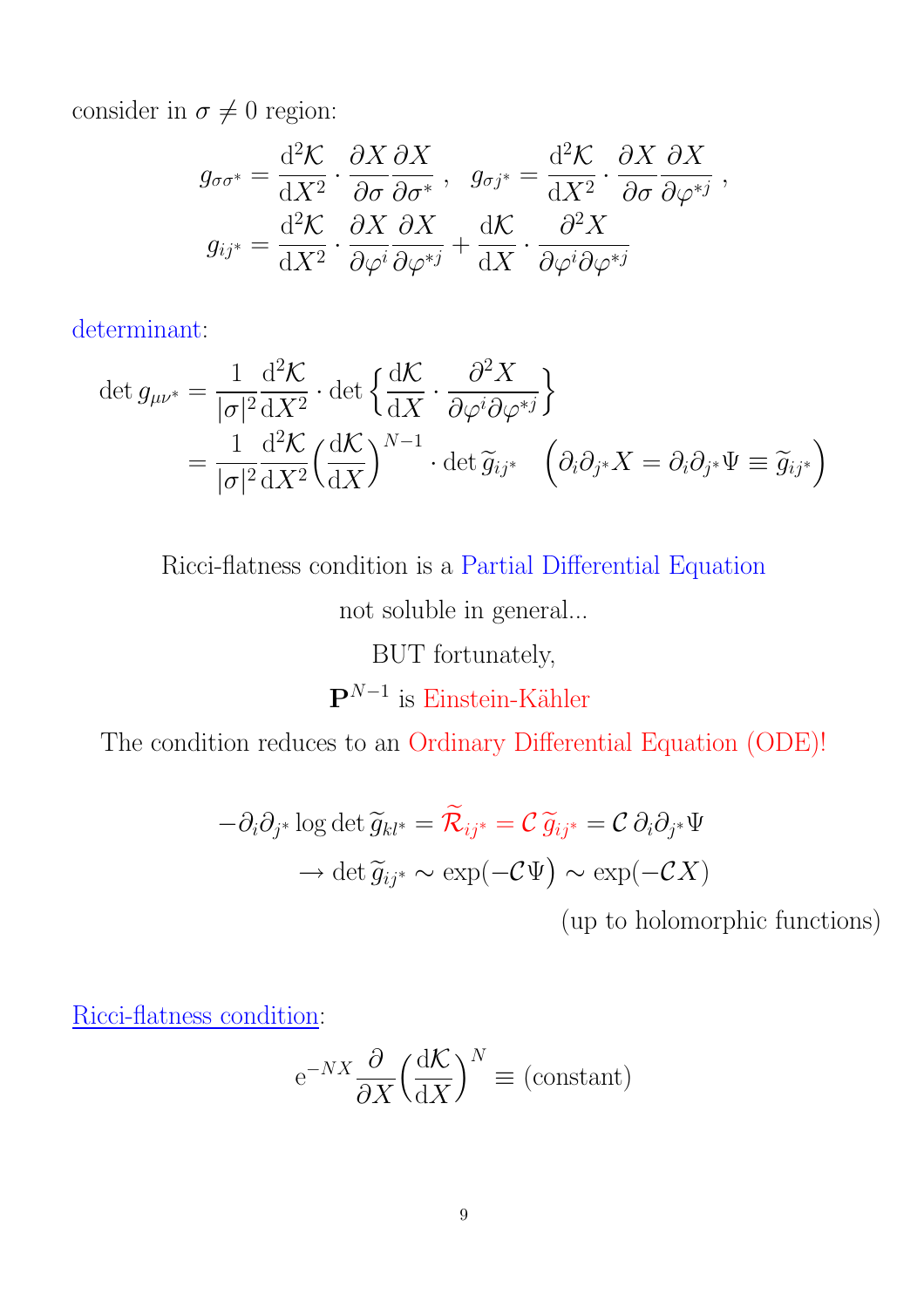consider in $\sigma \neq 0$ region:

$$
g_{\sigma\sigma^*} = \frac{\mathrm{d}^2 \mathcal{K}}{\mathrm{d}X^2} \cdot \frac{\partial X}{\partial \sigma} \frac{\partial X}{\partial \sigma^*} \, , \quad g_{\sigma j^*} = \frac{\mathrm{d}^2 \mathcal{K}}{\mathrm{d}X^2} \cdot \frac{\partial X}{\partial \sigma} \frac{\partial X}{\partial \varphi^{*j}} \, ,
$$

$$
g_{ij^*} = \frac{\mathrm{d}^2 \mathcal{K}}{\mathrm{d}X^2} \cdot \frac{\partial X}{\partial \varphi^i} \frac{\partial X}{\partial \varphi^{*j}} + \frac{\mathrm{d}\mathcal{K}}{\mathrm{d}X} \cdot \frac{\partial^2 X}{\partial \varphi^i \partial \varphi^{*j}}
$$

determinant:

$$
\begin{aligned}
\det g_{\mu\nu^*} &= \frac{1}{|\sigma|^2} \frac{\mathrm{d}^2 \mathcal{K}}{\mathrm{d}X^2} \cdot \det \left\{ \frac{\mathrm{d}\mathcal{K}}{\mathrm{d}X} \cdot \frac{\partial^2 X}{\partial \varphi^i \partial \varphi^{*j}} \right\} \\
&= \frac{1}{|\sigma|^2} \frac{\mathrm{d}^2 \mathcal{K}}{\mathrm{d}X^2} \Big( \frac{\mathrm{d}\mathcal{K}}{\mathrm{d}X} \Big)^{N-1} \cdot \det \widetilde{g}_{ij^*} \quad \Big( \partial_i \partial_{j^*} X = \partial_i \partial_{j^*} \Psi \equiv \widetilde{g}_{ij^*} \Big)
\end{aligned}
$$

Ricci-flatness condition is a Partial Differential Equation

not soluble in general...

BUT fortunately,

$\mathbf{P}^{N-1}$ is Einstein-Kähler

The condition reduces to an Ordinary Differential Equation (ODE)!

$$
\begin{aligned}
-\partial_i \partial_{j^*} \log \det \widetilde{g}_{kl^*} = \widetilde{\mathcal{R}}_{ij^*} &= \mathcal{C} \, \widetilde{g}_{ij^*} = \mathcal{C} \, \partial_i \partial_{j^*} \Psi \\
\rightarrow \det \widetilde{g}_{ij^*} &\sim \exp\big( -\mathcal{C} \Psi \big) \sim \exp(-\mathcal{C} X)
\end{aligned}
$$

(up to holomorphic functions)

Ricci-flatness condition:

$$
\mathrm{e}^{-NX} \frac{\partial}{\partial X} \Big( \frac{\mathrm{d}\mathcal{K}}{\mathrm{d}X} \Big)^N \equiv (\text{constant})
$$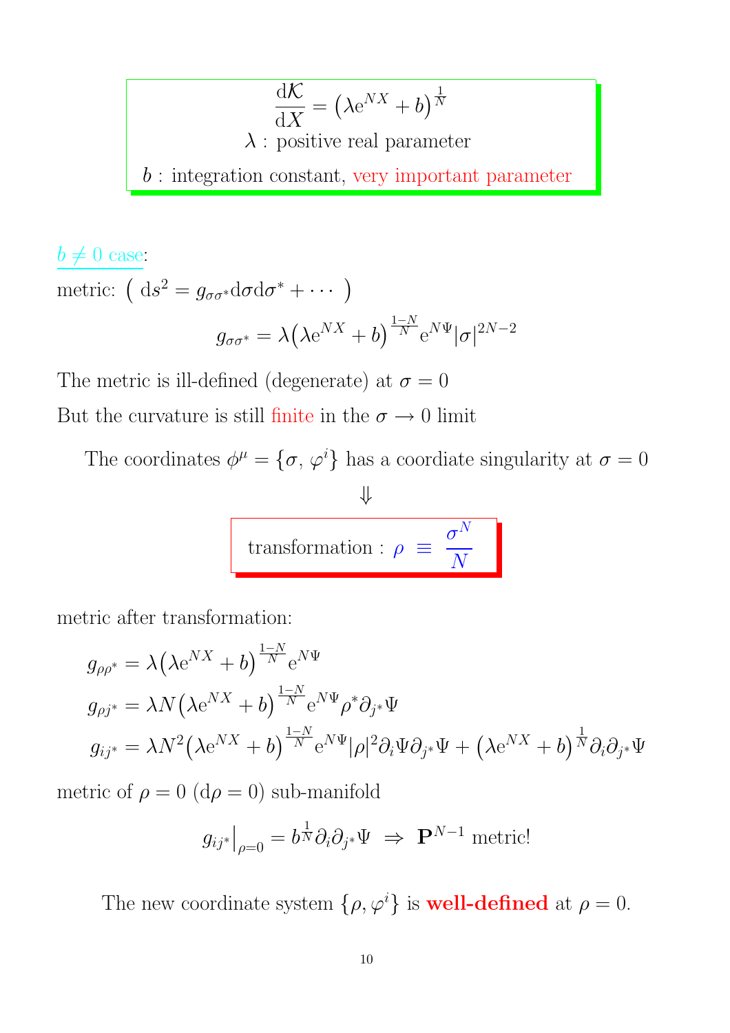$$\frac{\mathrm{d}\mathcal{K}}{\mathrm{d}X} = \left(\lambda \mathrm{e}^{NX} + b\right)^{\frac{1}{N}}$$

$\lambda$ : positive real parameter

$b$ : integration constant, very important parameter

$b \neq 0$ case:

metric: $\left( \, \mathrm{d}s^2 = g_{\sigma\sigma^*} \mathrm{d}\sigma \mathrm{d}\sigma^* + \cdots \, \right)$

$$g_{\sigma\sigma^*} = \lambda \big( \lambda \mathrm{e}^{NX} + b \big)^{\frac{1-N}{N}} \mathrm{e}^{N\Psi} |\sigma|^{2N-2}$$

The metric is ill-defined (degenerate) at $\sigma = 0$

But the curvature is still finite in the $\sigma \to 0$ limit

The coordinates $\phi^\mu = \{\sigma, \, \varphi^i\}$ has a coordiate singularity at $\sigma = 0$

$$\Downarrow$$

transformation : $\rho \; \equiv \; \dfrac{\sigma^N}{N}$

metric after transformation:

$$g_{\rho\rho^*} = \lambda \big( \lambda \mathrm{e}^{NX} + b \big)^{\frac{1-N}{N}} \mathrm{e}^{N\Psi}$$

$$g_{\rho j^*} = \lambda N \big( \lambda \mathrm{e}^{NX} + b \big)^{\frac{1-N}{N}} \mathrm{e}^{N\Psi} \rho^* \partial_{j^*} \Psi$$

$$g_{ij^*} = \lambda N^2 \big( \lambda \mathrm{e}^{NX} + b \big)^{\frac{1-N}{N}} \mathrm{e}^{N\Psi} |\rho|^2 \partial_i \Psi \partial_{j^*} \Psi + \big( \lambda \mathrm{e}^{NX} + b \big)^{\frac{1}{N}} \partial_i \partial_{j^*} \Psi$$

metric of $\rho = 0$ ($\mathrm{d}\rho = 0$) sub-manifold

$$g_{ij^*}\big|_{\rho = 0} = b^{\frac{1}{N}} \partial_i \partial_{j^*} \Psi \;\; \Rightarrow \;\; \mathbf{P}^{N-1} \text{ metric!}$$

The new coordinate system $\{\rho, \varphi^i\}$ is **well-defined** at $\rho = 0$.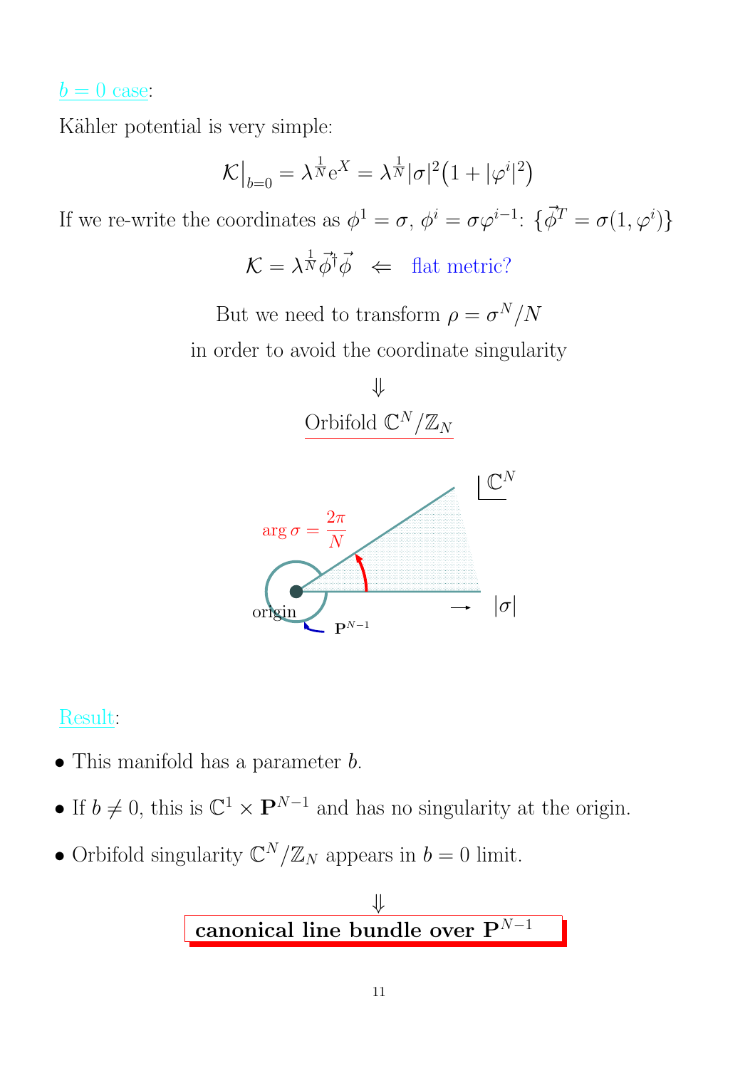$b = 0$ case:

Kähler potential is very simple:

$$\mathcal{K}\Big|_{b=0} = \lambda^{\frac{1}{N}} \mathrm{e}^{X} = \lambda^{\frac{1}{N}} |\sigma|^2 \big(1 + |\varphi^i|^2\big)$$

If we re-write the coordinates as $\phi^1 = \sigma$, $\phi^i = \sigma \varphi^{i-1}$: $\{\vec{\phi}^T = \sigma(1, \varphi^i)\}$

$$\mathcal{K} = \lambda^{\frac{1}{N}} \vec{\phi}^\dagger \vec{\phi} \quad \Leftarrow \quad \text{flat metric?}$$

But we need to transform $\rho = \sigma^N / N$

in order to avoid the coordinate singularity

$\Downarrow$

Orbifold $\mathbb{C}^N / \mathbb{Z}_N$

$\arg \sigma = \frac{2\pi}{N}$ $\mathbb{C}^N$ origin $\mathbf{P}^{N-1}$ $\longrightarrow$ $|\sigma|$

Result:

- This manifold has a parameter $b$.
- If $b \neq 0$, this is $\mathbb{C}^1 \times \mathbf{P}^{N-1}$ and has no singularity at the origin.
- Orbifold singularity $\mathbb{C}^N / \mathbb{Z}_N$ appears in $b = 0$ limit.

$\Downarrow$

**canonical line bundle over $\mathbf{P}^{N-1}$**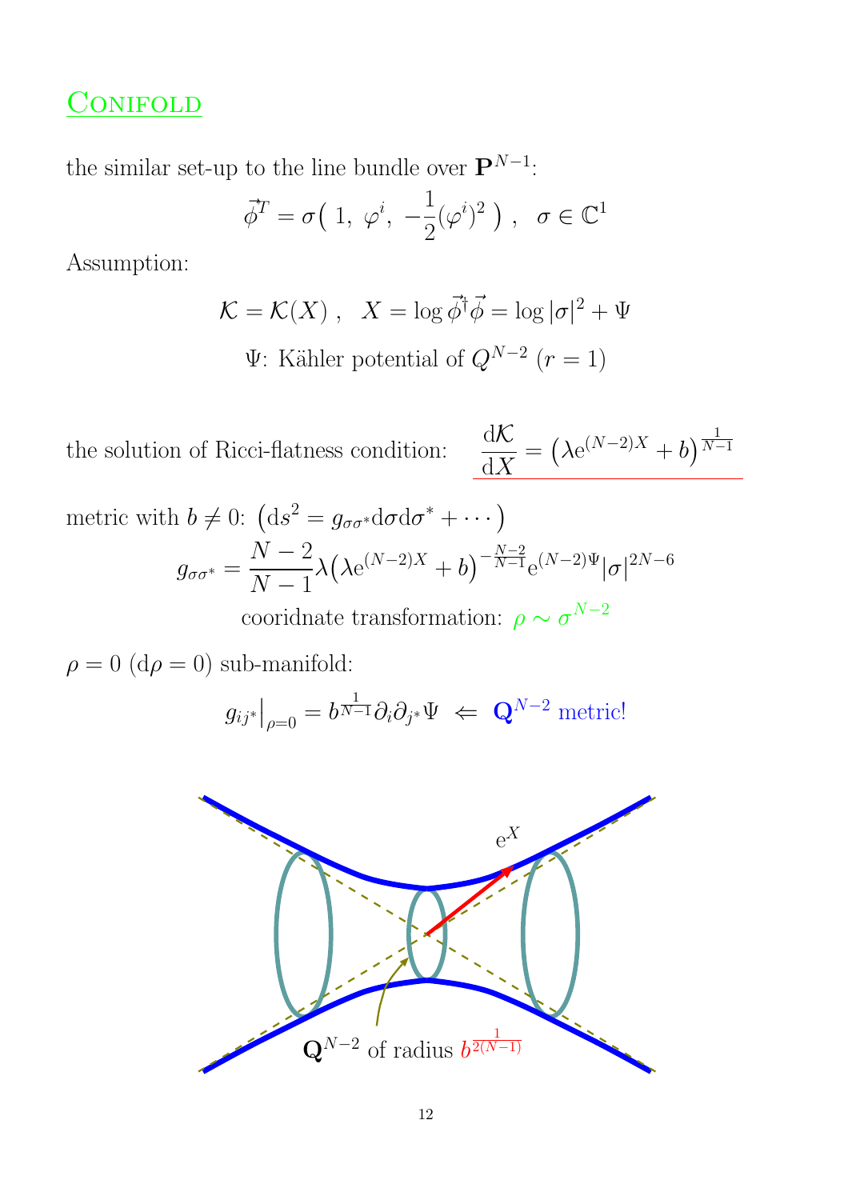# Conifold

the similar set-up to the line bundle over $\mathbf{P}^{N-1}$:

$$\vec{\phi}^T = \sigma\big(\ 1,\ \varphi^i,\ -\frac{1}{2}(\varphi^i)^2\ \big)\ , \quad \sigma \in \mathbb{C}^1$$

Assumption:

$$\mathcal{K} = \mathcal{K}(X)\ , \quad X = \log \vec{\phi}^\dagger\vec{\phi} = \log|\sigma|^2 + \Psi$$

$\Psi$: Kähler potential of $Q^{N-2}$ ($r=1$)

the solution of Ricci-flatness condition: $\displaystyle \frac{\mathrm{d}\mathcal{K}}{\mathrm{d}X} = \big(\lambda \mathrm{e}^{(N-2)X} + b\big)^{\frac{1}{N-1}}$

metric with $b \neq 0$: $\big(\mathrm{d}s^2 = g_{\sigma\sigma^*}\mathrm{d}\sigma\mathrm{d}\sigma^* + \cdots\big)$

$$g_{\sigma\sigma^*} = \frac{N-2}{N-1}\lambda\big(\lambda\mathrm{e}^{(N-2)X} + b\big)^{-\frac{N-2}{N-1}}\mathrm{e}^{(N-2)\Psi}|\sigma|^{2N-6}$$

cooridnate transformation: $\rho \sim \sigma^{N-2}$

$\rho = 0$ ($\mathrm{d}\rho = 0$) sub-manifold:

$$g_{ij^*}\big|_{\rho=0} = b^{\frac{1}{N-1}}\partial_i\partial_{j^*}\Psi \ \Leftarrow\ \mathbf{Q}^{N-2} \text{ metric!}$$

$\mathrm{e}^X$

$\mathbf{Q}^{N-2}$ of radius $b^{\frac{1}{2(N-1)}}$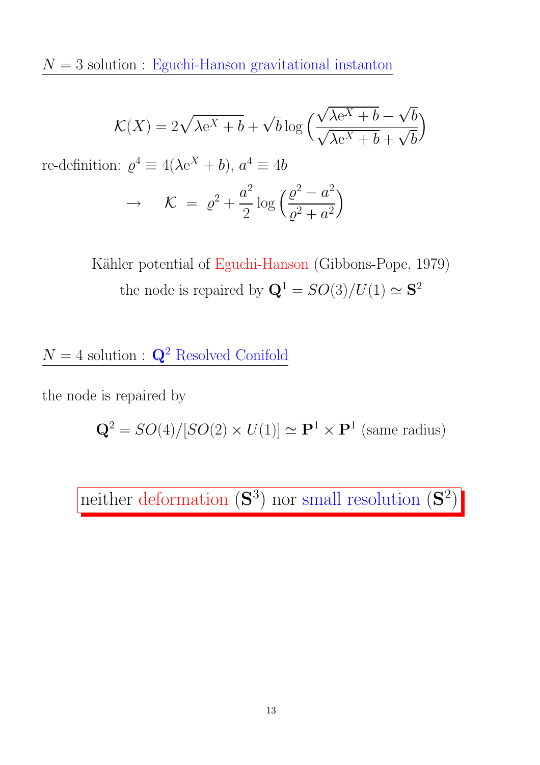$N=3$ solution : Eguchi-Hanson gravitational instanton

$$\mathcal{K}(X) = 2\sqrt{\lambda e^X + b} + \sqrt{b}\log\left(\frac{\sqrt{\lambda e^X + b} - \sqrt{b}}{\sqrt{\lambda e^X + b} + \sqrt{b}}\right)$$

re-definition: $\varrho^4 \equiv 4(\lambda e^X + b)$, $a^4 \equiv 4b$

$$\rightarrow \quad \mathcal{K} \; = \; \varrho^2 + \frac{a^2}{2}\log\left(\frac{\varrho^2 - a^2}{\varrho^2 + a^2}\right)$$

Kähler potential of Eguchi-Hanson (Gibbons-Pope, 1979)

the node is repaired by $\mathbf{Q}^1 = SO(3)/U(1) \simeq \mathbf{S}^2$

$N=4$ solution : $\mathbf{Q}^2$ Resolved Conifold

the node is repaired by

$$\mathbf{Q}^2 = SO(4)/[SO(2) \times U(1)] \simeq \mathbf{P}^1 \times \mathbf{P}^1 \text{ (same radius)}$$

neither deformation ($\mathbf{S}^3$) nor small resolution ($\mathbf{S}^2$)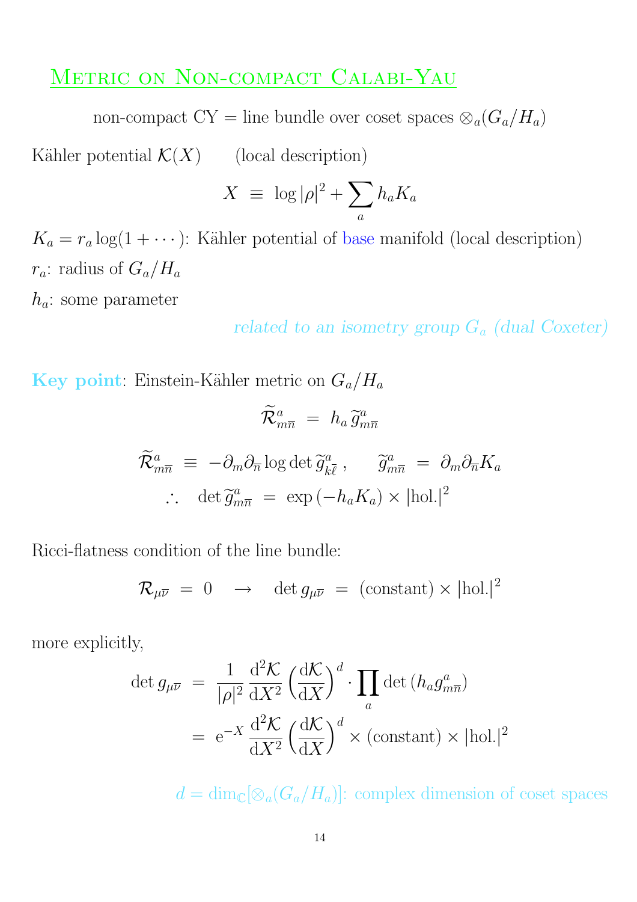# Metric on Non-compact Calabi-Yau

non-compact CY = line bundle over coset spaces $\otimes_a (G_a/H_a)$

Kähler potential $\mathcal{K}(X)$ (local description)

$$X \;\equiv\; \log|\rho|^2 + \sum_a h_a K_a$$

$K_a = r_a \log(1 + \cdots)$: Kähler potential of base manifold (local description)

$r_a$: radius of $G_a/H_a$

$h_a$: some parameter

*related to an isometry group $G_a$ (dual Coxeter)*

**Key point**: Einstein-Kähler metric on $G_a/H_a$

$$\widetilde{\mathcal{R}}^a_{m\overline{n}} \;=\; h_a \, \widetilde{g}^a_{m\overline{n}}$$

$$\widetilde{\mathcal{R}}^a_{m\overline{n}} \;\equiv\; -\partial_m \partial_{\overline{n}} \log\det \widetilde{g}^a_{k\overline{\ell}} \,, \qquad \widetilde{g}^a_{m\overline{n}} \;=\; \partial_m \partial_{\overline{n}} K_a$$

$$\therefore \quad \det \widetilde{g}^a_{m\overline{n}} \;=\; \exp\left(-h_a K_a\right) \times |\text{hol.}|^2$$

Ricci-flatness condition of the line bundle:

$$\mathcal{R}_{\mu\overline{\nu}} \;=\; 0 \quad \rightarrow \quad \det g_{\mu\overline{\nu}} \;=\; (\text{constant}) \times |\text{hol.}|^2$$

more explicitly,

$$\begin{aligned}
\det g_{\mu\overline{\nu}} \;&=\; \frac{1}{|\rho|^2} \frac{\mathrm{d}^2\mathcal{K}}{\mathrm{d}X^2} \left(\frac{\mathrm{d}\mathcal{K}}{\mathrm{d}X}\right)^d \cdot \prod_a \det\left(h_a g^a_{m\overline{n}}\right) \\
&=\; \mathrm{e}^{-X} \frac{\mathrm{d}^2\mathcal{K}}{\mathrm{d}X^2} \left(\frac{\mathrm{d}\mathcal{K}}{\mathrm{d}X}\right)^d \times (\text{constant}) \times |\text{hol.}|^2
\end{aligned}$$

$d = \dim_{\mathbb{C}}[\otimes_a (G_a/H_a)]$: complex dimension of coset spaces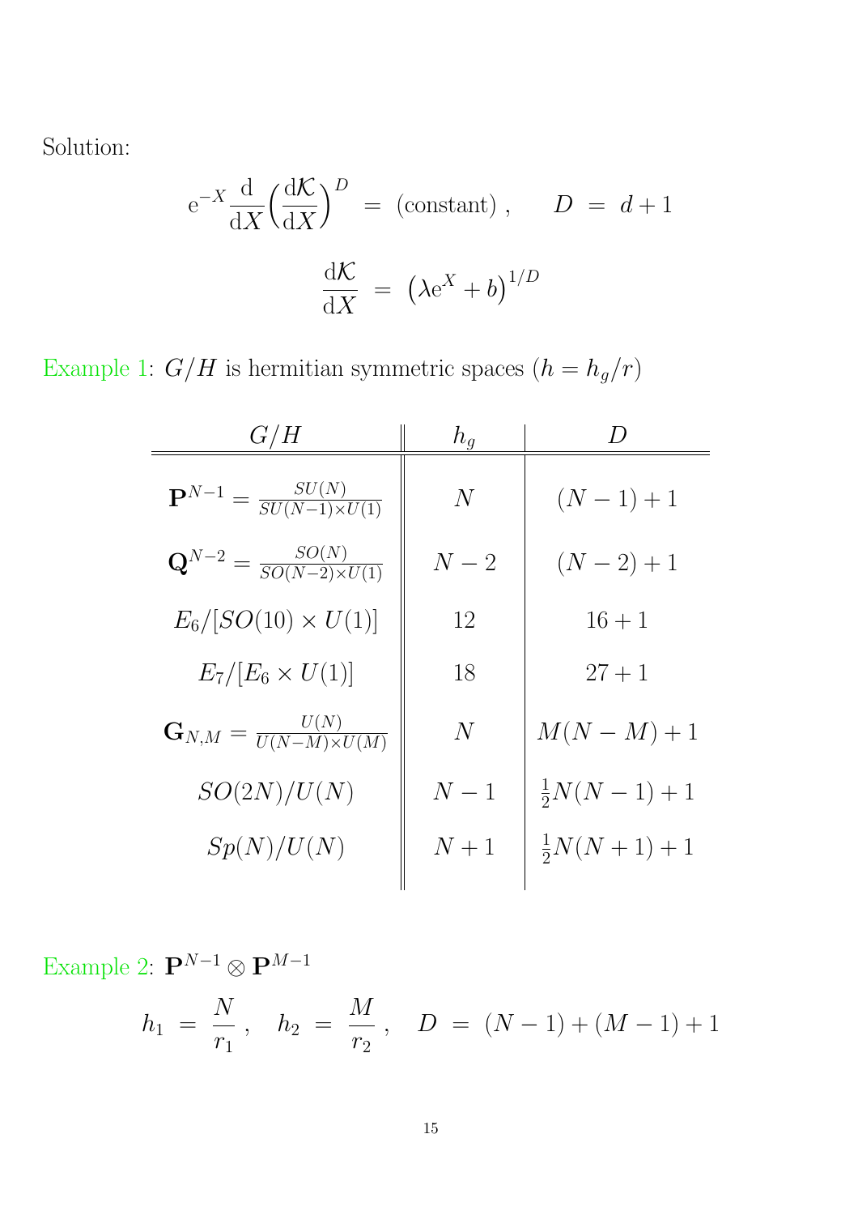Solution:

$$
\mathrm{e}^{-X}\frac{\mathrm{d}}{\mathrm{d}X}\Big(\frac{\mathrm{d}\mathcal{K}}{\mathrm{d}X}\Big)^{D} \;=\; (\text{constant})\,, \qquad D \;=\; d+1
$$

$$
\frac{\mathrm{d}\mathcal{K}}{\mathrm{d}X} \;=\; \big(\lambda\mathrm{e}^{X}+b\big)^{1/D}
$$

Example 1: $G/H$ is hermitian symmetric spaces ($h = h_g/r$)

| $G/H$ | $h_g$ | $D$ |
| --- | --- | --- |
| $\mathbf{P}^{N-1} = \frac{SU(N)}{SU(N-1)\times U(1)}$ | $N$ | $(N-1)+1$ |
| $\mathbf{Q}^{N-2} = \frac{SO(N)}{SO(N-2)\times U(1)}$ | $N-2$ | $(N-2)+1$ |
| $E_6/[SO(10)\times U(1)]$ | $12$ | $16+1$ |
| $E_7/[E_6\times U(1)]$ | $18$ | $27+1$ |
| $\mathbf{G}_{N,M} = \frac{U(N)}{U(N-M)\times U(M)}$ | $N$ | $M(N-M)+1$ |
| $SO(2N)/U(N)$ | $N-1$ | $\frac{1}{2}N(N-1)+1$ |
| $Sp(N)/U(N)$ | $N+1$ | $\frac{1}{2}N(N+1)+1$ |

Example 2: $\mathbf{P}^{N-1}\otimes\mathbf{P}^{M-1}$

$$
h_1 \;=\; \frac{N}{r_1}\,,\quad h_2 \;=\; \frac{M}{r_2}\,,\quad D \;=\; (N-1)+(M-1)+1
$$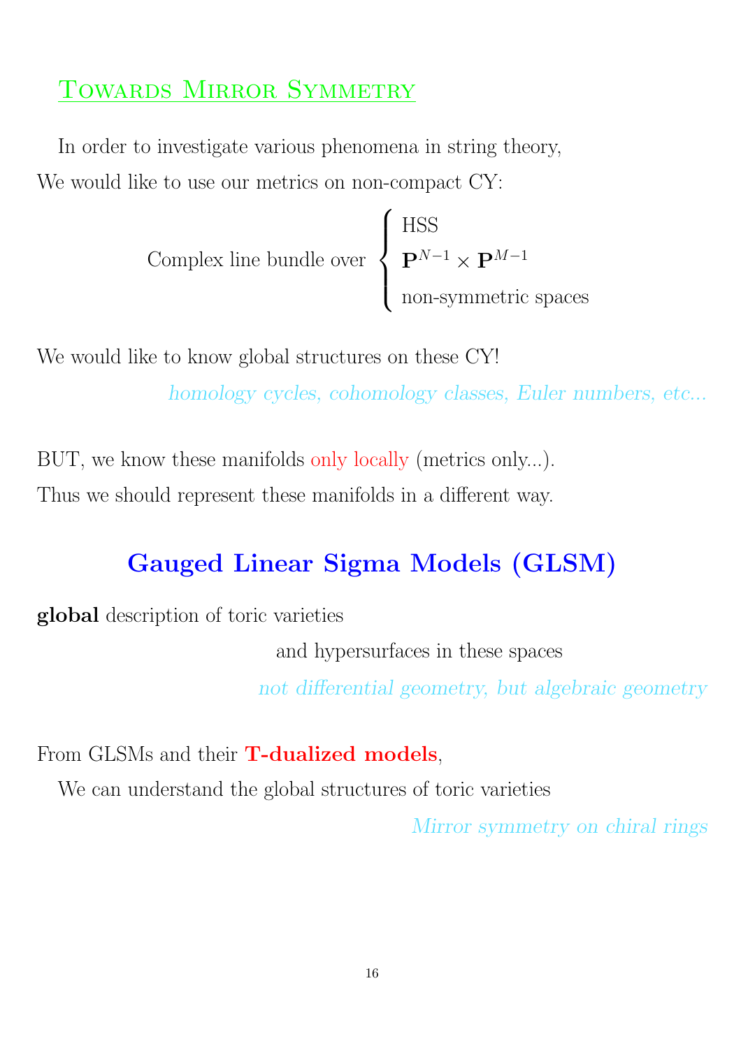## Towards Mirror Symmetry

In order to investigate various phenomena in string theory,

We would like to use our metrics on non-compact CY:

$$\text{Complex line bundle over } \begin{cases} \text{HSS} \\ \mathbf{P}^{N-1} \times \mathbf{P}^{M-1} \\ \text{non-symmetric spaces} \end{cases}$$

We would like to know global structures on these CY!

*homology cycles, cohomology classes, Euler numbers, etc...*

BUT, we know these manifolds only locally (metrics only...).

Thus we should represent these manifolds in a different way.

### Gauged Linear Sigma Models (GLSM)

**global** description of toric varieties

and hypersurfaces in these spaces

*not differential geometry, but algebraic geometry*

From GLSMs and their **T-dualized models**,

We can understand the global structures of toric varieties

*Mirror symmetry on chiral rings*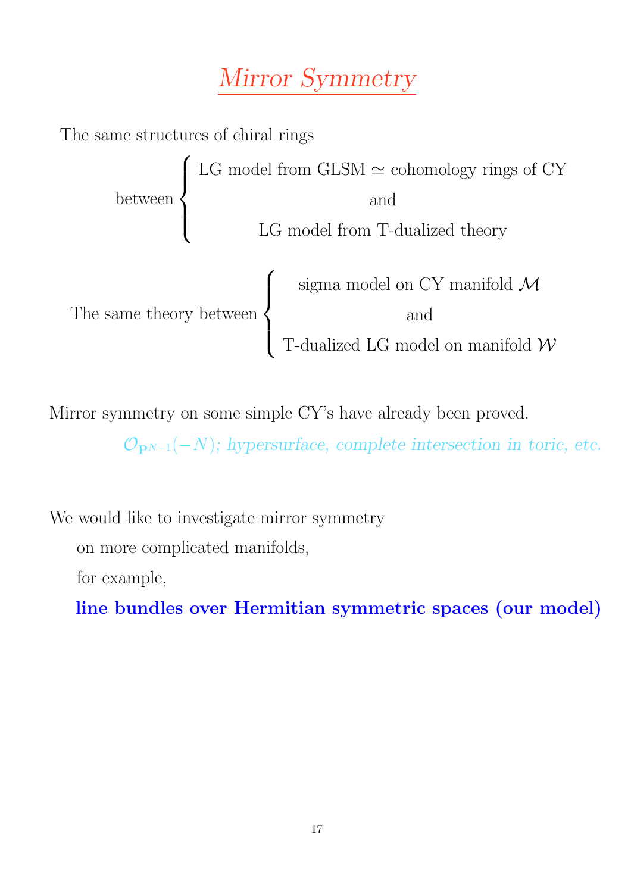# *Mirror Symmetry*

The same structures of chiral rings

$$\text{between} \left\{ \begin{array}{c} \text{LG model from GLSM} \simeq \text{cohomology rings of CY} \\ \text{and} \\ \text{LG model from T-dualized theory} \end{array} \right.$$

$$\text{The same theory between} \left\{ \begin{array}{c} \text{sigma model on CY manifold } \mathcal{M} \\ \text{and} \\ \text{T-dualized LG model on manifold } \mathcal{W} \end{array} \right.$$

Mirror symmetry on some simple CY's have already been proved.

*$\mathcal{O}_{\mathbf{P}^{N-1}}(-N)$; hypersurface, complete intersection in toric, etc.*

We would like to investigate mirror symmetry

on more complicated manifolds,

for example,

**line bundles over Hermitian symmetric spaces (our model)**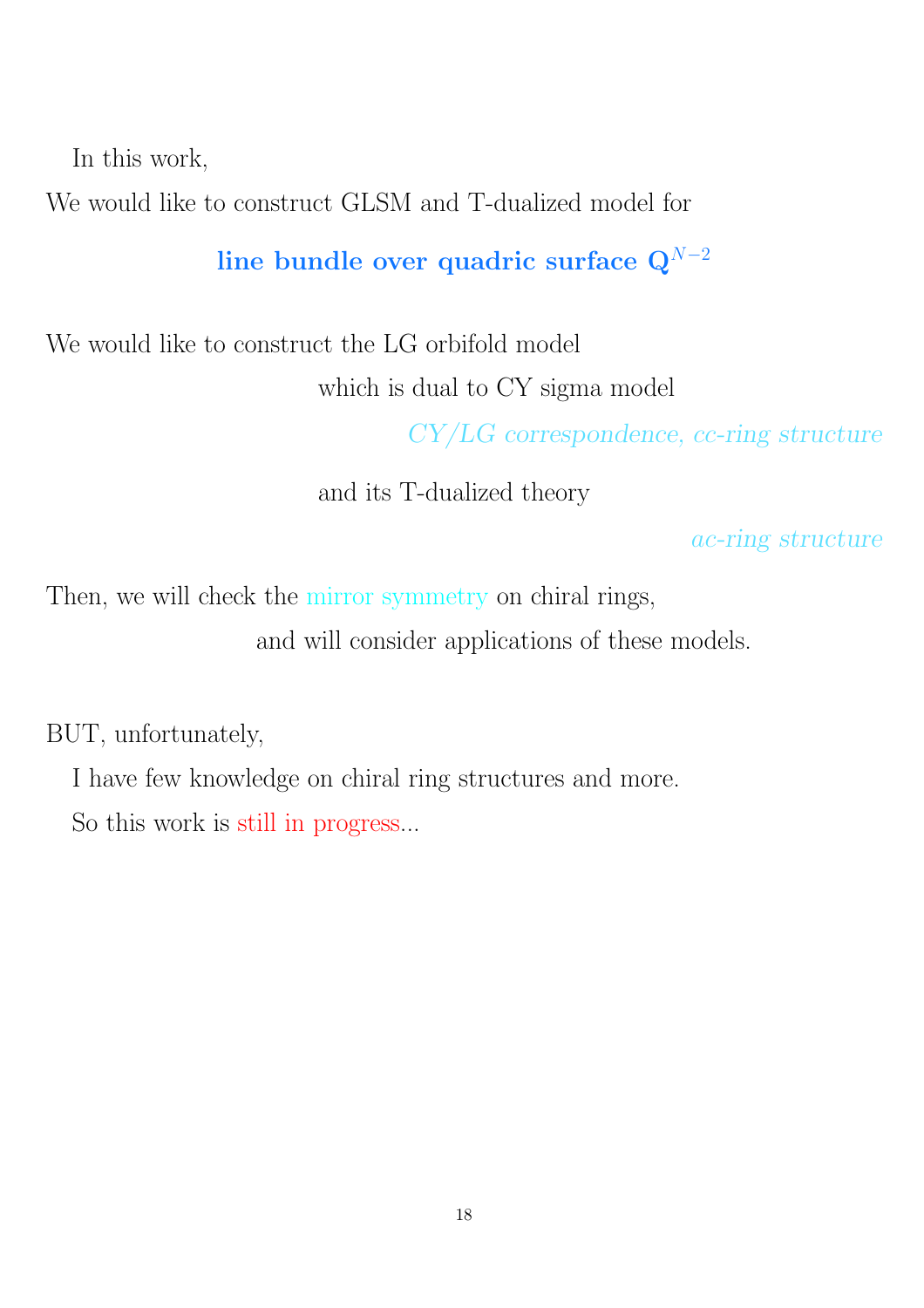In this work,

We would like to construct GLSM and T-dualized model for

**line bundle over quadric surface $\mathbf{Q}^{N-2}$**

We would like to construct the LG orbifold model

which is dual to CY sigma model

*CY/LG correspondence, cc-ring structure*

and its T-dualized theory

*ac-ring structure*

Then, we will check the mirror symmetry on chiral rings,

and will consider applications of these models.

BUT, unfortunately,

I have few knowledge on chiral ring structures and more.

So this work is still in progress...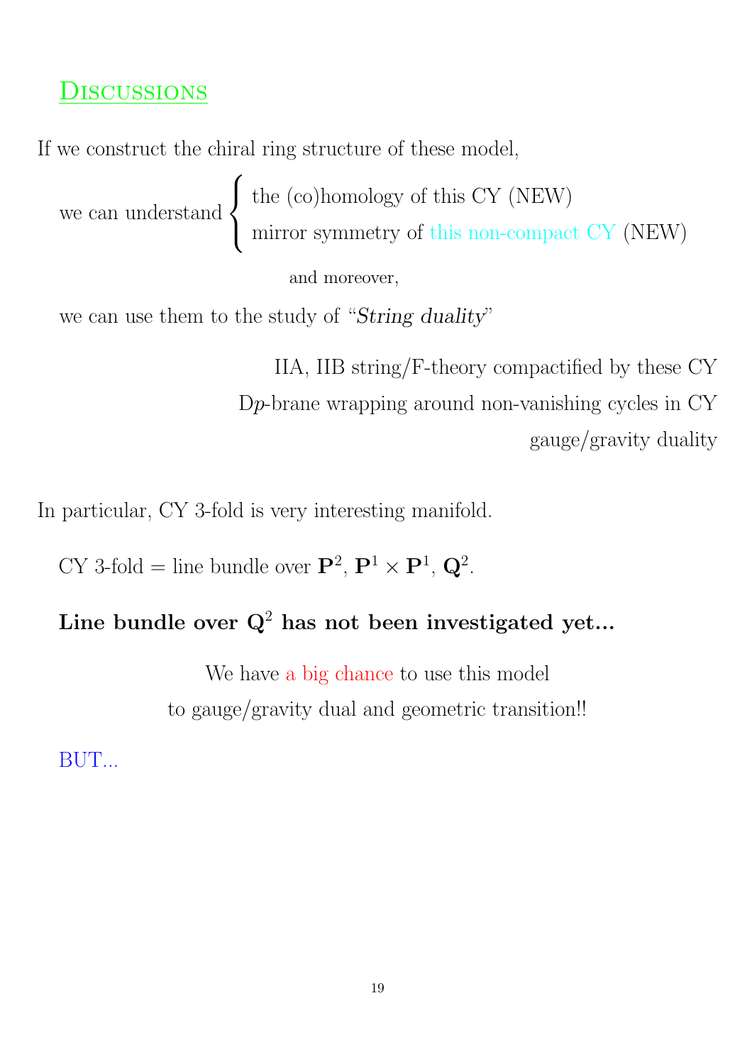## Discussions

If we construct the chiral ring structure of these model,

we can understand
- the (co)homology of this CY (NEW)
- mirror symmetry of this non-compact CY (NEW)

and moreover,

we can use them to the study of "*String duality*"

IIA, IIB string/F-theory compactified by these CY

D$p$-brane wrapping around non-vanishing cycles in CY

gauge/gravity duality

In particular, CY 3-fold is very interesting manifold.

CY 3-fold = line bundle over $\mathbf{P}^2$, $\mathbf{P}^1 \times \mathbf{P}^1$, $\mathbf{Q}^2$.

**Line bundle over $\mathbf{Q}^2$ has not been investigated yet...**

We have a big chance to use this model
to gauge/gravity dual and geometric transition!!

BUT...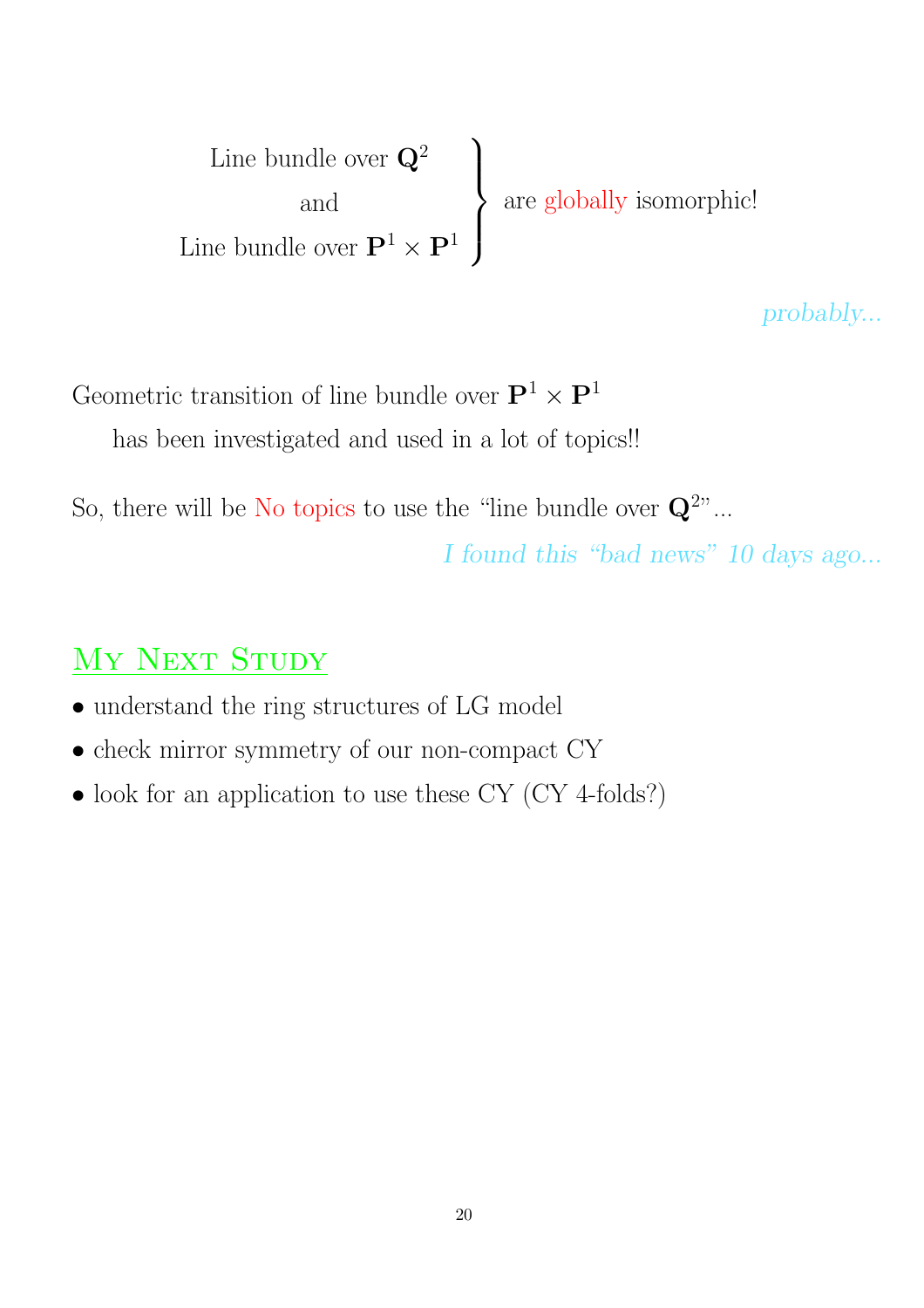$$\left.\begin{array}{c}\text{Line bundle over } \mathbf{Q}^2 \\ \text{and} \\ \text{Line bundle over } \mathbf{P}^1 \times \mathbf{P}^1\end{array}\right\} \text{are globally isomorphic!}$$

*probably...*

Geometric transition of line bundle over $\mathbf{P}^1 \times \mathbf{P}^1$

has been investigated and used in a lot of topics!!

So, there will be No topics to use the "line bundle over $\mathbf{Q}^2$"...

*I found this "bad news" 10 days ago...*

## My Next Study

- understand the ring structures of LG model
- check mirror symmetry of our non-compact CY
- look for an application to use these CY (CY 4-folds?)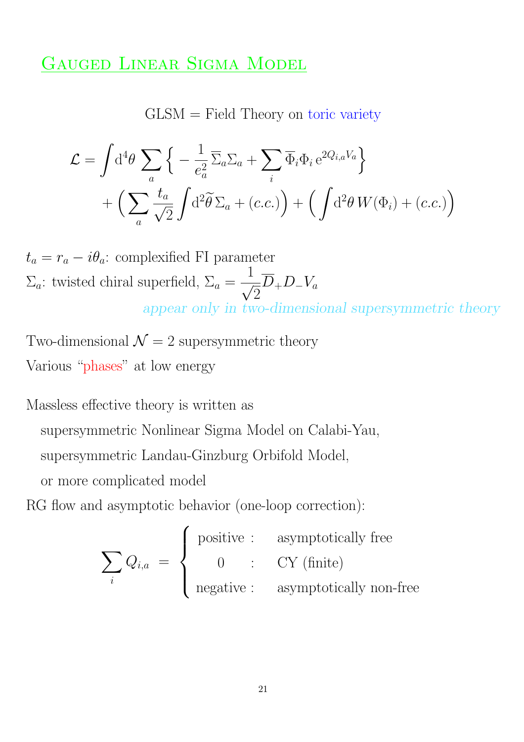# Gauged Linear Sigma Model

GLSM = Field Theory on toric variety

$$
\mathcal{L} = \int \mathrm{d}^4\theta \sum_a \Big\{ -\frac{1}{e_a^2}\,\overline{\Sigma}_a \Sigma_a + \sum_i \overline{\Phi}_i \Phi_i \, \mathrm{e}^{2Q_{i,a}V_a} \Big\} + \Big( \sum_a \frac{t_a}{\sqrt{2}} \int \mathrm{d}^2\widetilde{\theta}\,\Sigma_a + (c.c.) \Big) + \Big( \int \mathrm{d}^2\theta\, W(\Phi_i) + (c.c.) \Big)
$$

$t_a = r_a - i\theta_a$: complexified FI parameter

$\Sigma_a$: twisted chiral superfield, $\Sigma_a = \dfrac{1}{\sqrt{2}}\overline{D}_+ D_- V_a$

*appear only in two-dimensional supersymmetric theory*

Two-dimensional $\mathcal{N}=2$ supersymmetric theory

Various “phases” at low energy

Massless effective theory is written as

- supersymmetric Nonlinear Sigma Model on Calabi-Yau,
- supersymmetric Landau-Ginzburg Orbifold Model,
- or more complicated model

RG flow and asymptotic behavior (one-loop correction):

$$
\sum_i Q_{i,a} \; = \; \begin{cases} \text{positive}: & \text{asymptotically free} \\ \quad 0 \quad : & \text{CY (finite)} \\ \text{negative}: & \text{asymptotically non-free} \end{cases}
$$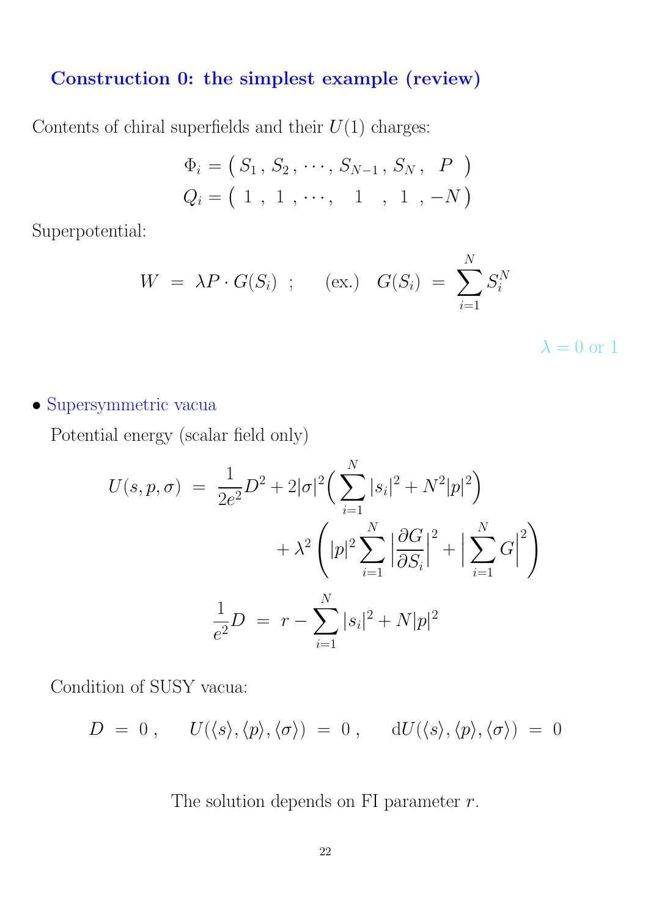## Construction 0: the simplest example (review)

Contents of chiral superfields and their $U(1)$ charges:

$$
\begin{aligned}
\Phi_i &= \big( S_1 \,,\, S_2 \,,\, \cdots ,\, S_{N-1} \,,\, S_N \,,\;\; P \;\; \big) \\
Q_i &= \big( \;1 \;\;,\;\; 1 \;\;, \cdots ,\;\;\;\; 1 \;\;\;\;,\;\; 1 \;\;, -N \big)
\end{aligned}
$$

Superpotential:

$$
W \;=\; \lambda P \cdot G(S_i) \;\; ; \qquad \text{(ex.)} \quad G(S_i) \;=\; \sum_{i=1}^{N} S_i^N
$$

$\lambda = 0$ or $1$

- Supersymmetric vacua

  Potential energy (scalar field only)

$$
\begin{aligned}
U(s,p,\sigma) \;=\; \frac{1}{2e^2} D^2 + 2|\sigma|^2 \Big( \sum_{i=1}^{N} |s_i|^2 + N^2 |p|^2 \Big) \\
+ \lambda^2 \left( |p|^2 \sum_{i=1}^{N} \Big| \frac{\partial G}{\partial S_i} \Big|^2 + \Big| \sum_{i=1}^{N} G \Big|^2 \right)
\end{aligned}
$$

$$
\frac{1}{e^2} D \;=\; r - \sum_{i=1}^{N} |s_i|^2 + N|p|^2
$$

  Condition of SUSY vacua:

$$
D \;=\; 0 \,, \qquad U(\langle s \rangle, \langle p \rangle, \langle \sigma \rangle) \;=\; 0 \,, \qquad \mathrm{d}U(\langle s \rangle, \langle p \rangle, \langle \sigma \rangle) \;=\; 0
$$

The solution depends on FI parameter $r$.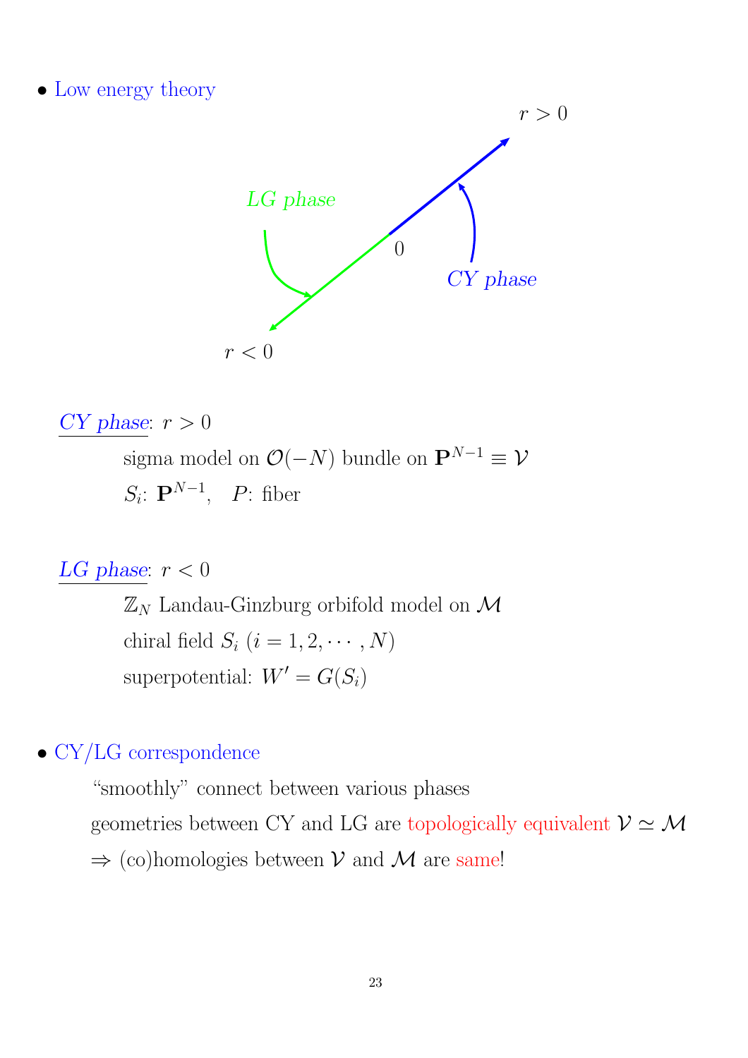- Low energy theory

r > 0

LG phase

0

CY phase

r < 0

CY phase: $r > 0$

sigma model on $\mathcal{O}(-N)$ bundle on $\mathbf{P}^{N-1} \equiv \mathcal{V}$

$S_i$: $\mathbf{P}^{N-1}$, $P$: fiber

LG phase: $r < 0$

$\mathbb{Z}_N$ Landau-Ginzburg orbifold model on $\mathcal{M}$

chiral field $S_i$ $(i = 1, 2, \cdots, N)$

superpotential: $W' = G(S_i)$

- CY/LG correspondence

"smoothly" connect between various phases

geometries between CY and LG are topologically equivalent $\mathcal{V} \simeq \mathcal{M}$

$\Rightarrow$ (co)homologies between $\mathcal{V}$ and $\mathcal{M}$ are same!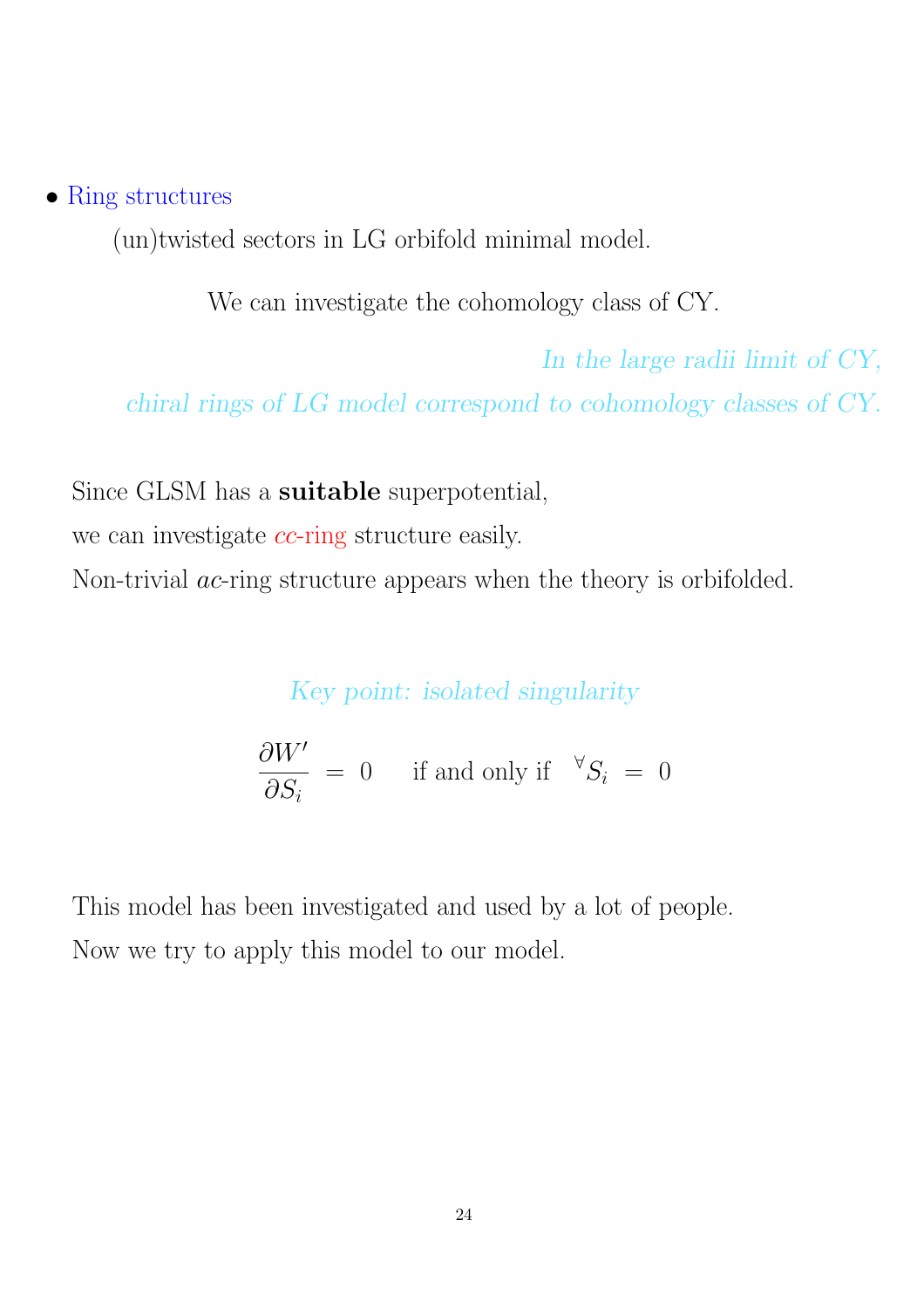- Ring structures

  (un)twisted sectors in LG orbifold minimal model.

  We can investigate the cohomology class of CY.

  *In the large radii limit of CY,*
  *chiral rings of LG model correspond to cohomology classes of CY.*

Since GLSM has a **suitable** superpotential,
we can investigate *cc*-ring structure easily.
Non-trivial *ac*-ring structure appears when the theory is orbifolded.

*Key point: isolated singularity*

$$\frac{\partial W'}{\partial S_i} \ = \ 0 \quad \text{ if and only if } \quad {}^{\forall}S_i \ = \ 0$$

This model has been investigated and used by a lot of people.
Now we try to apply this model to our model.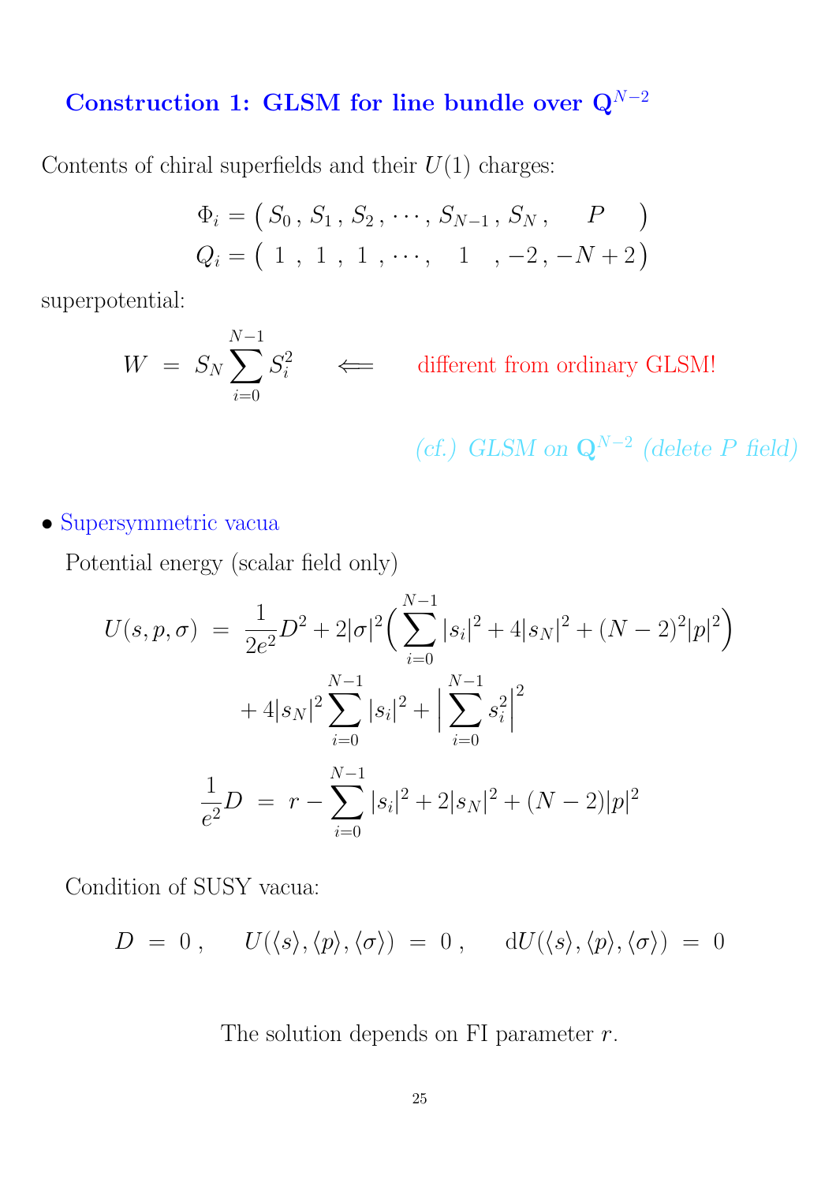## Construction 1: GLSM for line bundle over $\mathbf{Q}^{N-2}$

Contents of chiral superfields and their $U(1)$ charges:

$$
\begin{aligned}
\Phi_i &= \big( S_0 \,,\, S_1 \,,\, S_2 \,,\, \cdots ,\, S_{N-1} \,,\, S_N \,,\quad P \quad \big) \\
Q_i &= \big( \ 1 \ ,\ 1 \ ,\ 1 \ , \cdots ,\quad 1 \quad , -2 \,,\, -N+2 \big)
\end{aligned}
$$

superpotential:

$$
W \;=\; S_N \sum_{i=0}^{N-1} S_i^2 \qquad \Longleftarrow \qquad \text{different from ordinary GLSM!}
$$

*(cf.) GLSM on $\mathbf{Q}^{N-2}$ (delete $P$ field)*

- Supersymmetric vacua

  Potential energy (scalar field only)

$$
\begin{aligned}
U(s,p,\sigma) \;&=\; \frac{1}{2e^2} D^2 + 2|\sigma|^2 \Big( \sum_{i=0}^{N-1} |s_i|^2 + 4|s_N|^2 + (N-2)^2 |p|^2 \Big) \\
&\qquad + 4|s_N|^2 \sum_{i=0}^{N-1} |s_i|^2 + \Big| \sum_{i=0}^{N-1} s_i^2 \Big|^2 \\
\frac{1}{e^2} D \;&=\; r - \sum_{i=0}^{N-1} |s_i|^2 + 2|s_N|^2 + (N-2)|p|^2
\end{aligned}
$$

  Condition of SUSY vacua:

$$
D \;=\; 0 \,, \qquad U(\langle s \rangle, \langle p \rangle, \langle \sigma \rangle) \;=\; 0 \,, \qquad \mathrm{d}U(\langle s \rangle, \langle p \rangle, \langle \sigma \rangle) \;=\; 0
$$

The solution depends on FI parameter $r$.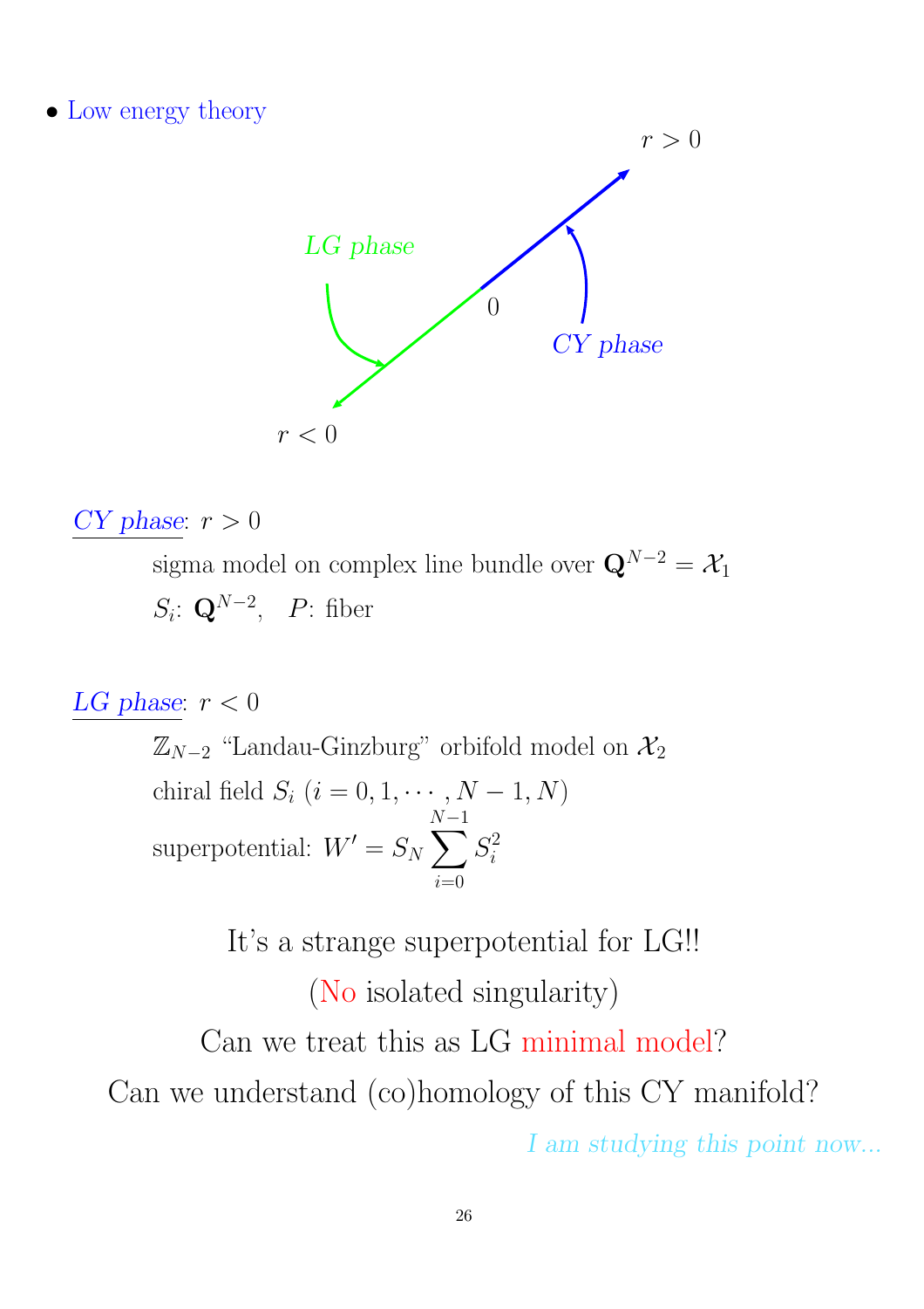- Low energy theory

$r > 0$

LG phase

0

CY phase

$r < 0$

CY phase: $r > 0$

sigma model on complex line bundle over $\mathbf{Q}^{N-2} = \mathcal{X}_1$

$S_i$: $\mathbf{Q}^{N-2}$, $P$: fiber

LG phase: $r < 0$

$\mathbb{Z}_{N-2}$ "Landau-Ginzburg" orbifold model on $\mathcal{X}_2$

chiral field $S_i$ $(i = 0, 1, \cdots, N-1, N)$

superpotential: $W' = S_N \sum_{i=0}^{N-1} S_i^2$

It's a strange superpotential for LG!!

(No isolated singularity)

Can we treat this as LG minimal model?

Can we understand (co)homology of this CY manifold?

*I am studying this point now...*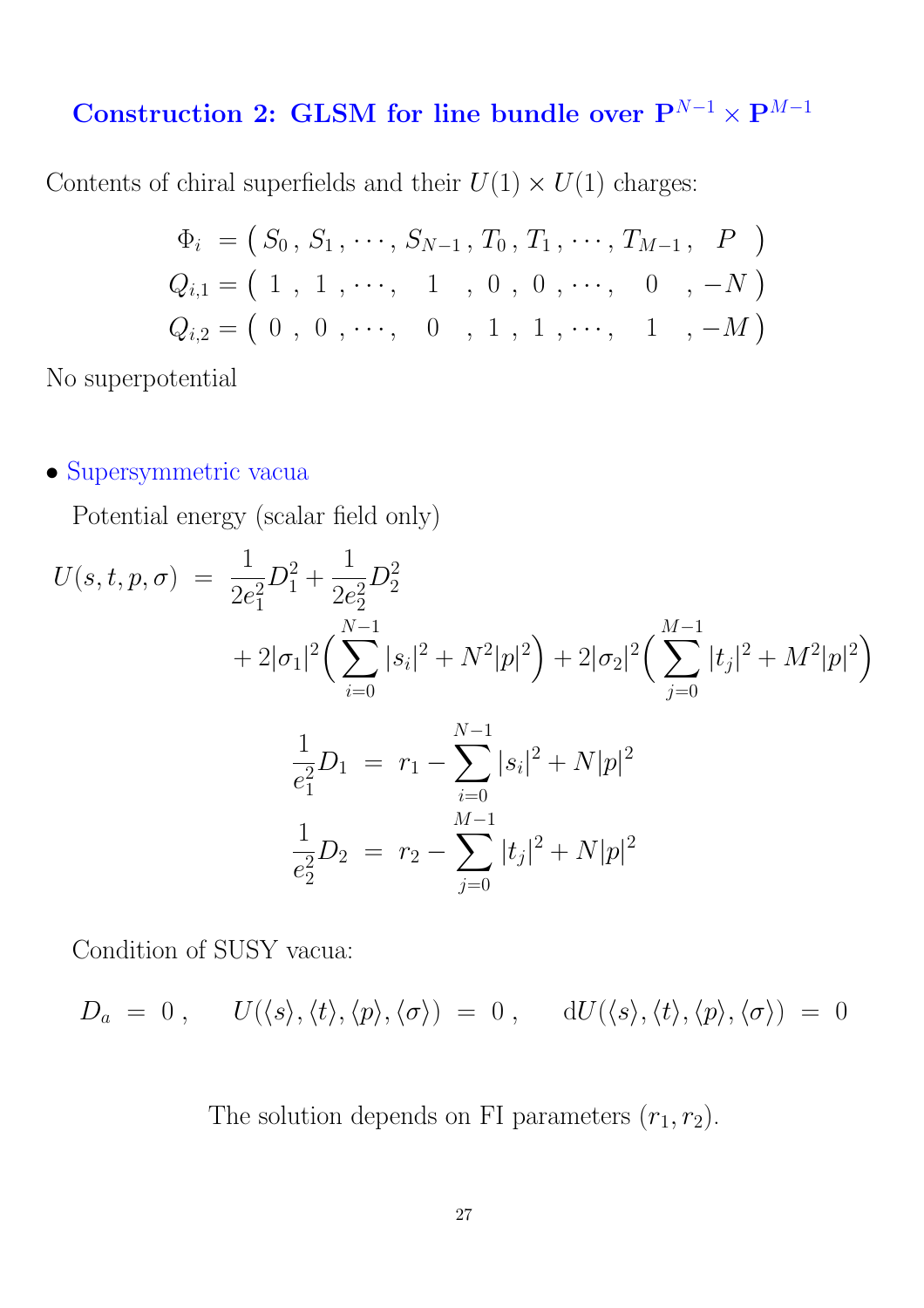## Construction 2: GLSM for line bundle over $\mathbf{P}^{N-1} \times \mathbf{P}^{M-1}$

Contents of chiral superfields and their $U(1) \times U(1)$ charges:

$$
\begin{aligned}
\Phi_i \;&= \big(\, S_0 \,,\, S_1 \,, \cdots ,\, S_{N-1} \,,\, T_0 \,,\, T_1 \,, \cdots ,\, T_{M-1} \,,\;\; P \;\;\big) \\
Q_{i,1} &= \big(\;\, 1 \;\,,\;\, 1 \;\,, \cdots ,\;\;\; 1 \;\;\;\,,\;\, 0 \;\,,\;\, 0 \;\,, \cdots ,\;\;\; 0 \;\;\;\,,\, -N \,\big) \\
Q_{i,2} &= \big(\;\, 0 \;\,,\;\, 0 \;\,, \cdots ,\;\;\; 0 \;\;\;\,,\;\, 1 \;\,,\;\, 1 \;\,, \cdots ,\;\;\; 1 \;\;\;\,,\, -M \,\big)
\end{aligned}
$$

No superpotential

- Supersymmetric vacua

  Potential energy (scalar field only)

$$
\begin{aligned}
U(s,t,p,\sigma) \;&=\; \frac{1}{2e_1^2} D_1^2 + \frac{1}{2e_2^2} D_2^2 \\
&\qquad + 2|\sigma_1|^2 \Big( \sum_{i=0}^{N-1} |s_i|^2 + N^2 |p|^2 \Big) + 2|\sigma_2|^2 \Big( \sum_{j=0}^{M-1} |t_j|^2 + M^2 |p|^2 \Big)
\end{aligned}
$$

$$
\begin{aligned}
\frac{1}{e_1^2} D_1 \;&=\; r_1 - \sum_{i=0}^{N-1} |s_i|^2 + N |p|^2 \\
\frac{1}{e_2^2} D_2 \;&=\; r_2 - \sum_{j=0}^{M-1} |t_j|^2 + N |p|^2
\end{aligned}
$$

  Condition of SUSY vacua:

$$
D_a \;=\; 0 \,, \qquad U(\langle s \rangle, \langle t \rangle, \langle p \rangle, \langle \sigma \rangle) \;=\; 0 \,, \qquad \mathrm{d}U(\langle s \rangle, \langle t \rangle, \langle p \rangle, \langle \sigma \rangle) \;=\; 0
$$

The solution depends on FI parameters $(r_1, r_2)$.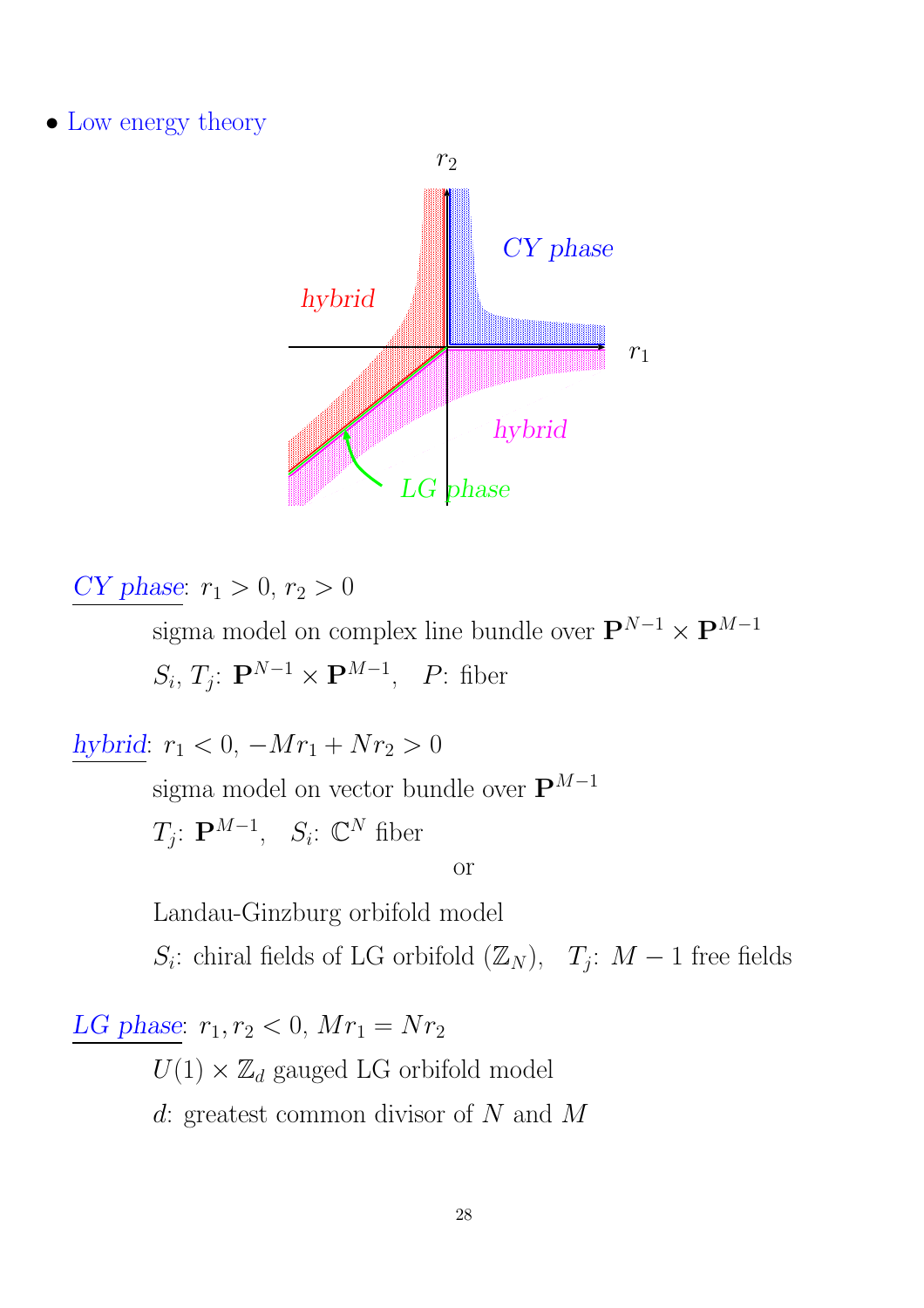- Low energy theory

**CY phase**: $r_1 > 0$, $r_2 > 0$

sigma model on complex line bundle over $\mathbf{P}^{N-1} \times \mathbf{P}^{M-1}$

$S_i$, $T_j$: $\mathbf{P}^{N-1} \times \mathbf{P}^{M-1}$, $P$: fiber

**hybrid**: $r_1 < 0$, $-Mr_1 + Nr_2 > 0$

sigma model on vector bundle over $\mathbf{P}^{M-1}$

$T_j$: $\mathbf{P}^{M-1}$, $S_i$: $\mathbb{C}^N$ fiber

or

Landau-Ginzburg orbifold model

$S_i$: chiral fields of LG orbifold ($\mathbb{Z}_N$), $T_j$: $M-1$ free fields

**LG phase**: $r_1, r_2 < 0$, $Mr_1 = Nr_2$

$U(1) \times \mathbb{Z}_d$ gauged LG orbifold model

$d$: greatest common divisor of $N$ and $M$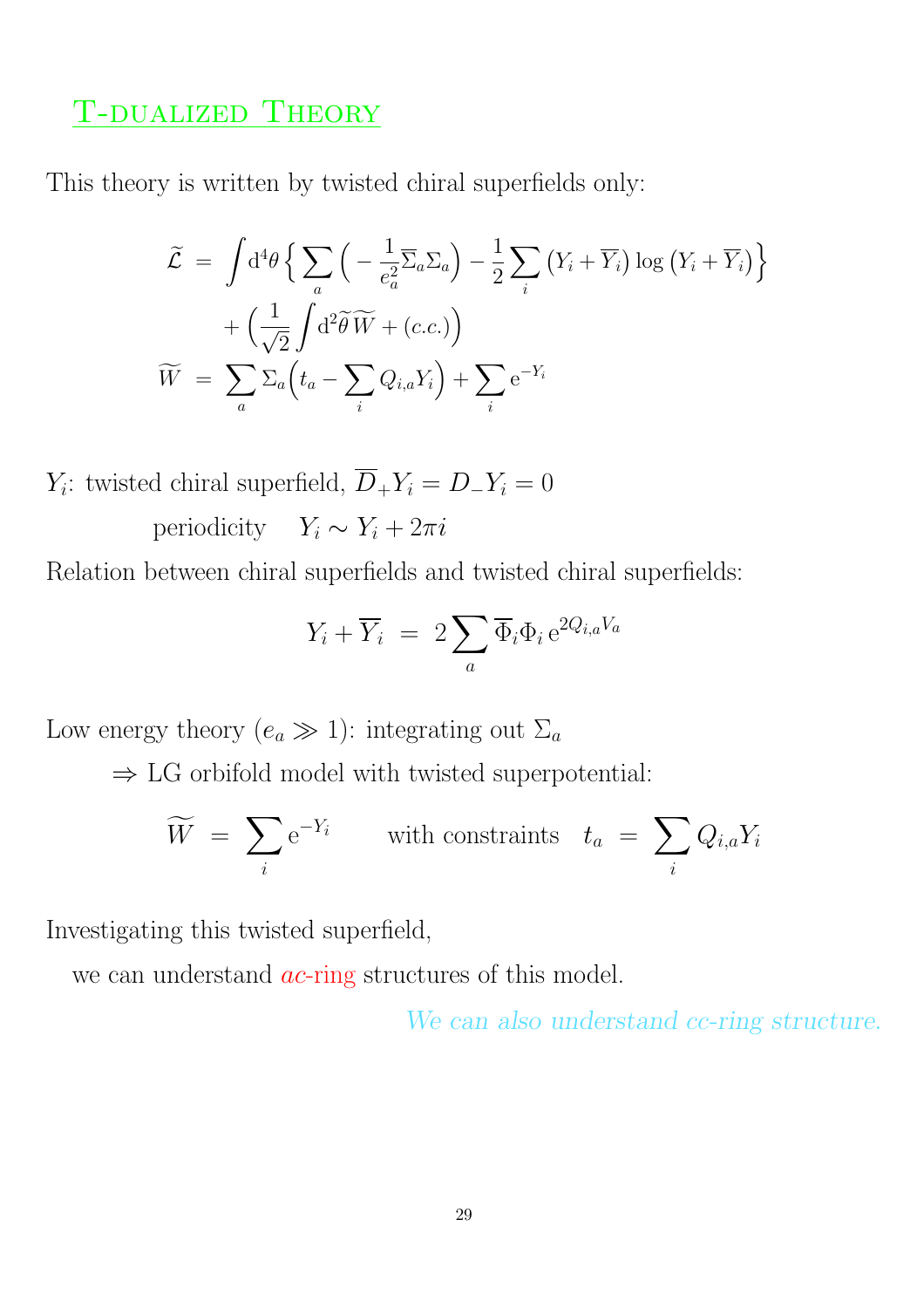## T-dualized Theory

This theory is written by twisted chiral superfields only:

$$
\begin{aligned}
\widetilde{\mathcal{L}} \; &= \; \int \mathrm{d}^4\theta \Big\{ \sum_a \Big( -\frac{1}{e_a^2} \overline{\Sigma}_a \Sigma_a \Big) - \frac{1}{2} \sum_i \big( Y_i + \overline{Y}_i \big) \log \big( Y_i + \overline{Y}_i \big) \Big\} \\
&\quad + \Big( \frac{1}{\sqrt{2}} \int \mathrm{d}^2 \widetilde{\theta} \, \widetilde{W} + (c.c.) \Big) \\
\widetilde{W} \; &= \; \sum_a \Sigma_a \Big( t_a - \sum_i Q_{i,a} Y_i \Big) + \sum_i \mathrm{e}^{-Y_i}
\end{aligned}
$$

$Y_i$: twisted chiral superfield, $\overline{D}_+ Y_i = D_- Y_i = 0$

periodicity $\quad Y_i \sim Y_i + 2\pi i$

Relation between chiral superfields and twisted chiral superfields:

$$
Y_i + \overline{Y}_i \; = \; 2 \sum_a \overline{\Phi}_i \Phi_i \, \mathrm{e}^{2Q_{i,a} V_a}
$$

Low energy theory ($e_a \gg 1$): integrating out $\Sigma_a$

$\Rightarrow$ LG orbifold model with twisted superpotential:

$$
\widetilde{W} \; = \; \sum_i \mathrm{e}^{-Y_i} \qquad \text{with constraints} \quad t_a \; = \; \sum_i Q_{i,a} Y_i
$$

Investigating this twisted superfield,

we can understand *ac*-ring structures of this model.

*We can also understand cc-ring structure.*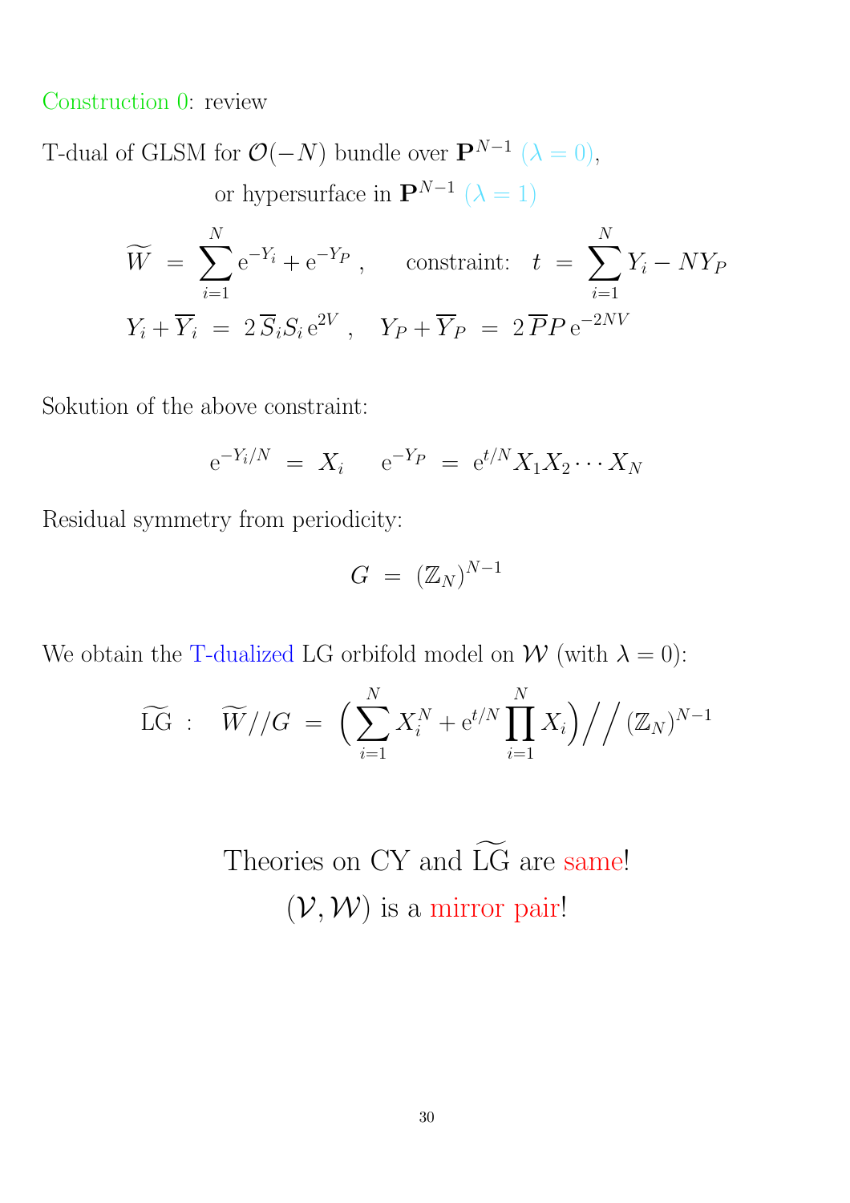Construction 0: review

T-dual of GLSM for $\mathcal{O}(-N)$ bundle over $\mathbf{P}^{N-1}$ ($\lambda = 0$),

or hypersurface in $\mathbf{P}^{N-1}$ ($\lambda = 1$)

$$\widetilde{W} \;=\; \sum_{i=1}^{N} \mathrm{e}^{-Y_i} + \mathrm{e}^{-Y_P} \;, \qquad \text{constraint:} \quad t \;=\; \sum_{i=1}^{N} Y_i - N Y_P$$

$$Y_i + \overline{Y}_i \;=\; 2\,\overline{S}_i S_i \,\mathrm{e}^{2V} \;, \quad Y_P + \overline{Y}_P \;=\; 2\,\overline{P} P \,\mathrm{e}^{-2NV}$$

Sokution of the above constraint:

$$\mathrm{e}^{-Y_i/N} \;=\; X_i \qquad \mathrm{e}^{-Y_P} \;=\; \mathrm{e}^{t/N} X_1 X_2 \cdots X_N$$

Residual symmetry from periodicity:

$$G \;=\; (\mathbb{Z}_N)^{N-1}$$

We obtain the T-dualized LG orbifold model on $\mathcal{W}$ (with $\lambda = 0$):

$$\widetilde{\mathrm{LG}} \;:\quad \widetilde{W}//G \;=\; \Big( \sum_{i=1}^{N} X_i^N + \mathrm{e}^{t/N} \prod_{i=1}^{N} X_i \Big) \Big/ \!\! \Big/ \, (\mathbb{Z}_N)^{N-1}$$

Theories on CY and $\widetilde{\mathrm{LG}}$ are same!

$(\mathcal{V}, \mathcal{W})$ is a mirror pair!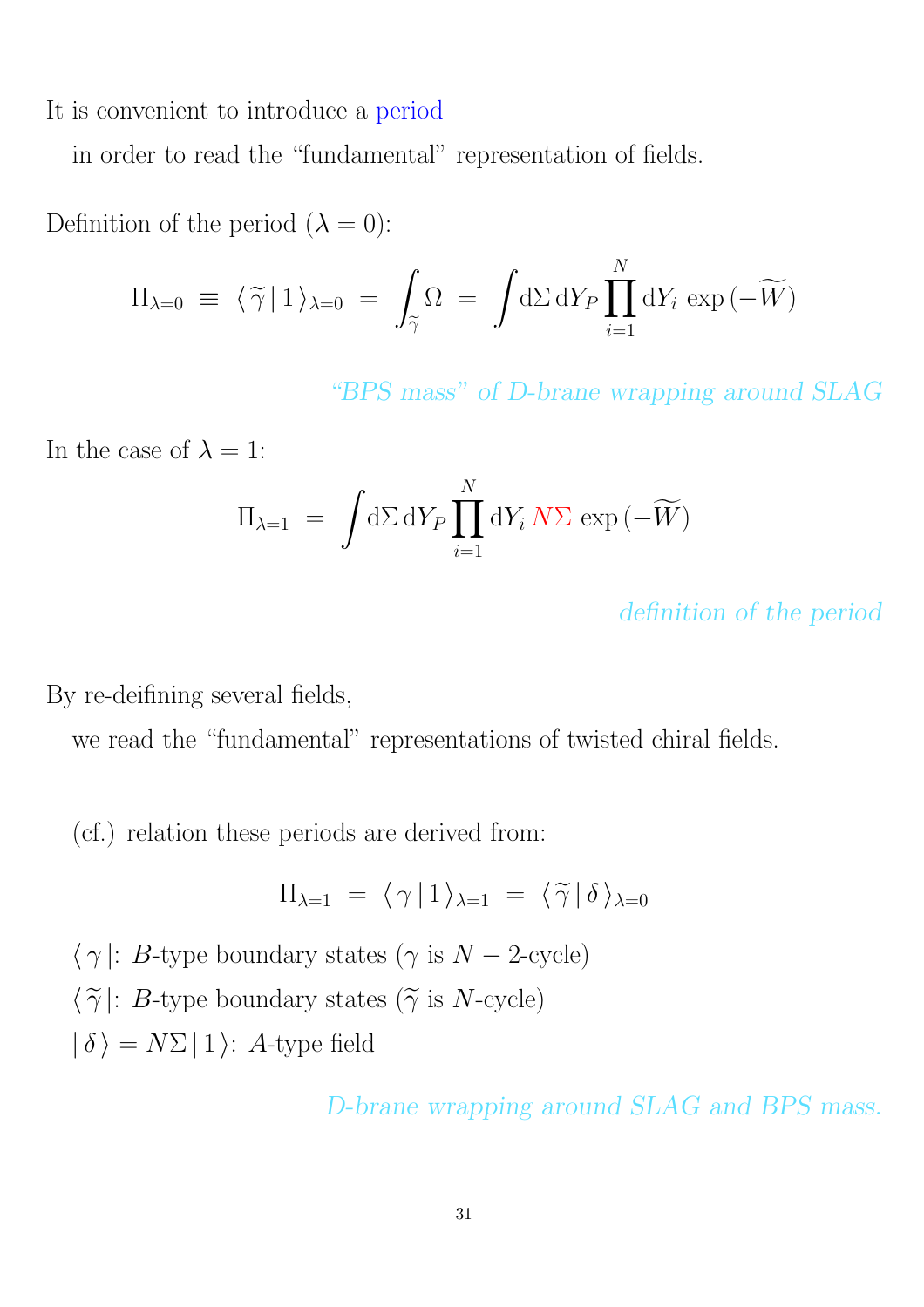It is convenient to introduce a period

in order to read the "fundamental" representation of fields.

Definition of the period ($\lambda = 0$):

$$\Pi_{\lambda=0} \;\equiv\; \langle\, \widetilde{\gamma} \,|\, 1 \,\rangle_{\lambda=0} \;=\; \int_{\widetilde{\gamma}} \Omega \;=\; \int \mathrm{d}\Sigma \, \mathrm{d}Y_P \prod_{i=1}^{N} \mathrm{d}Y_i \, \exp\big(-\widetilde{W}\big)$$

*"BPS mass" of D-brane wrapping around SLAG*

In the case of $\lambda = 1$:

$$\Pi_{\lambda=1} \;=\; \int \mathrm{d}\Sigma \, \mathrm{d}Y_P \prod_{i=1}^{N} \mathrm{d}Y_i \, N\Sigma \, \exp\big(-\widetilde{W}\big)$$

*definition of the period*

By re-deifining several fields,

we read the "fundamental" representations of twisted chiral fields.

(cf.) relation these periods are derived from:

$$\Pi_{\lambda=1} \;=\; \langle\, \gamma \,|\, 1 \,\rangle_{\lambda=1} \;=\; \langle\, \widetilde{\gamma} \,|\, \delta \,\rangle_{\lambda=0}$$

$\langle\, \gamma \,|$: $B$-type boundary states ($\gamma$ is $N-2$-cycle)

$\langle\, \widetilde{\gamma} \,|$: $B$-type boundary states ($\widetilde{\gamma}$ is $N$-cycle)

$|\, \delta \,\rangle = N\Sigma \,|\, 1 \,\rangle$: $A$-type field

*D-brane wrapping around SLAG and BPS mass.*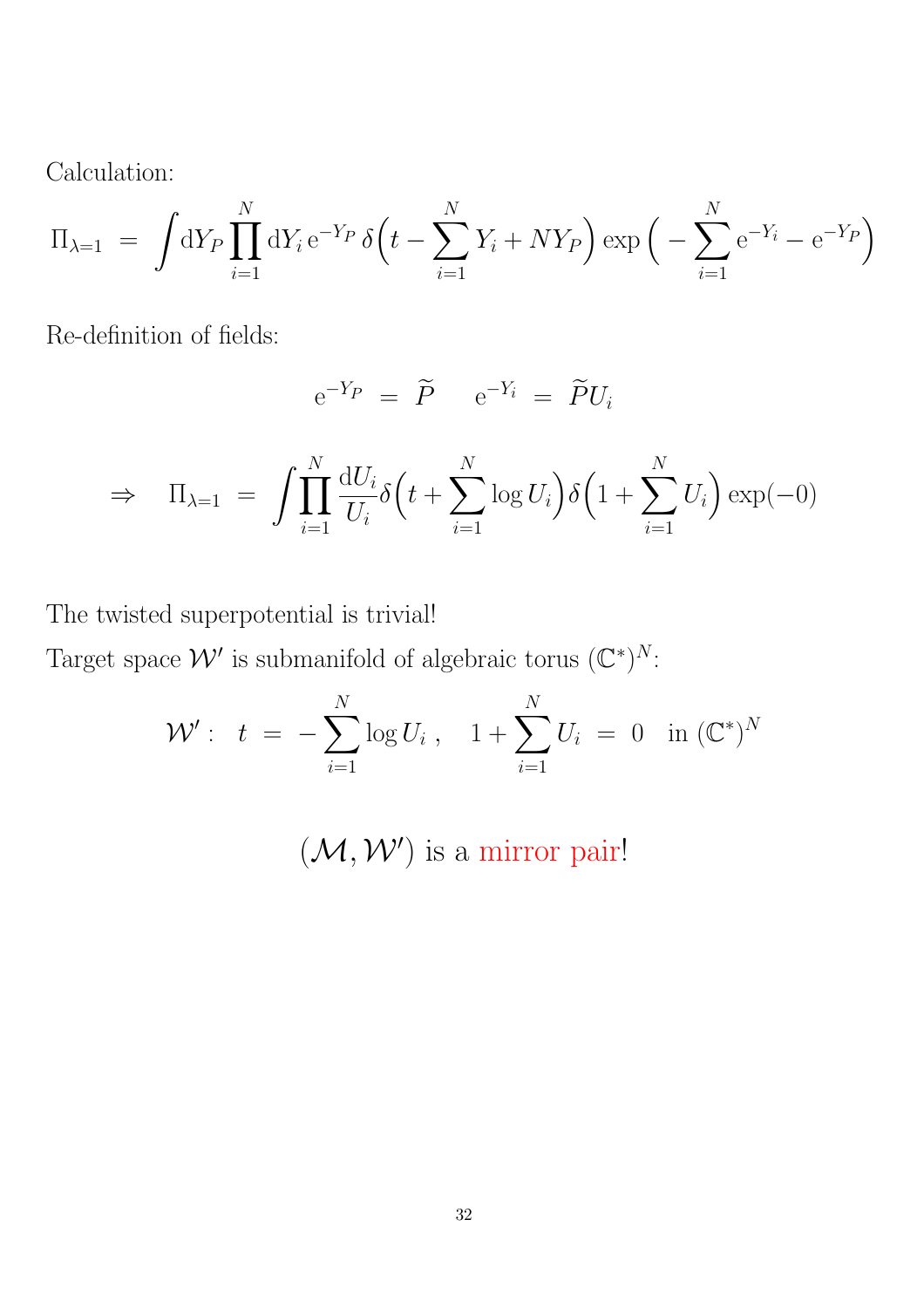Calculation:

$$\Pi_{\lambda=1} \;=\; \int \mathrm{d}Y_P \prod_{i=1}^{N} \mathrm{d}Y_i \, \mathrm{e}^{-Y_P} \, \delta\Big(t - \sum_{i=1}^{N} Y_i + N Y_P\Big) \exp\Big(-\sum_{i=1}^{N} \mathrm{e}^{-Y_i} - \mathrm{e}^{-Y_P}\Big)$$

Re-definition of fields:

$$\mathrm{e}^{-Y_P} \;=\; \widetilde{P} \qquad \mathrm{e}^{-Y_i} \;=\; \widetilde{P} U_i$$

$$\Rightarrow \quad \Pi_{\lambda=1} \;=\; \int \prod_{i=1}^{N} \frac{\mathrm{d}U_i}{U_i} \delta\Big(t + \sum_{i=1}^{N} \log U_i\Big) \delta\Big(1 + \sum_{i=1}^{N} U_i\Big) \exp(-0)$$

The twisted superpotential is trivial!

Target space $\mathcal{W}'$ is submanifold of algebraic torus $(\mathbb{C}^*)^N$:

$$\mathcal{W}' : \;\; t \;=\; -\sum_{i=1}^{N} \log U_i \,, \quad 1 + \sum_{i=1}^{N} U_i \;=\; 0 \quad \text{in } (\mathbb{C}^*)^N$$

$(\mathcal{M}, \mathcal{W}')$ is a mirror pair!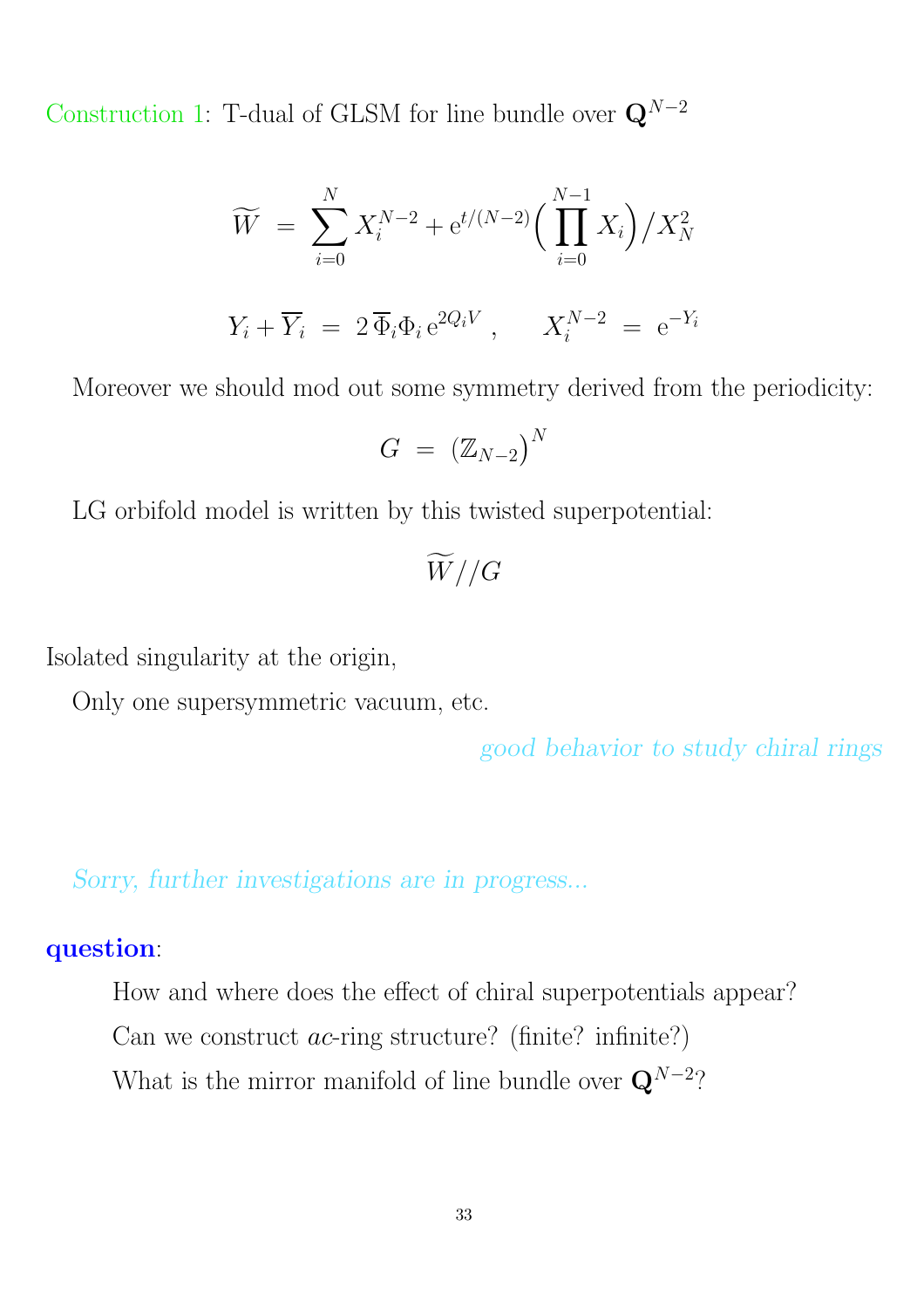Construction 1: T-dual of GLSM for line bundle over $\mathbf{Q}^{N-2}$

$$\widetilde{W} \ = \ \sum_{i=0}^{N} X_i^{N-2} + \mathrm{e}^{t/(N-2)} \Big( \prod_{i=0}^{N-1} X_i \Big) / X_N^2$$

$$Y_i + \overline{Y}_i \ = \ 2\, \overline{\Phi}_i \Phi_i \, \mathrm{e}^{2Q_i V} \ , \qquad X_i^{N-2} \ = \ \mathrm{e}^{-Y_i}$$

Moreover we should mod out some symmetry derived from the periodicity:

$$G \ = \ \big(\mathbb{Z}_{N-2}\big)^N$$

LG orbifold model is written by this twisted superpotential:

$$\widetilde{W} // G$$

Isolated singularity at the origin,

Only one supersymmetric vacuum, etc.

*good behavior to study chiral rings*

*Sorry, further investigations are in progress...*

**question**:

How and where does the effect of chiral superpotentials appear?

Can we construct *ac*-ring structure? (finite? infinite?)

What is the mirror manifold of line bundle over $\mathbf{Q}^{N-2}$?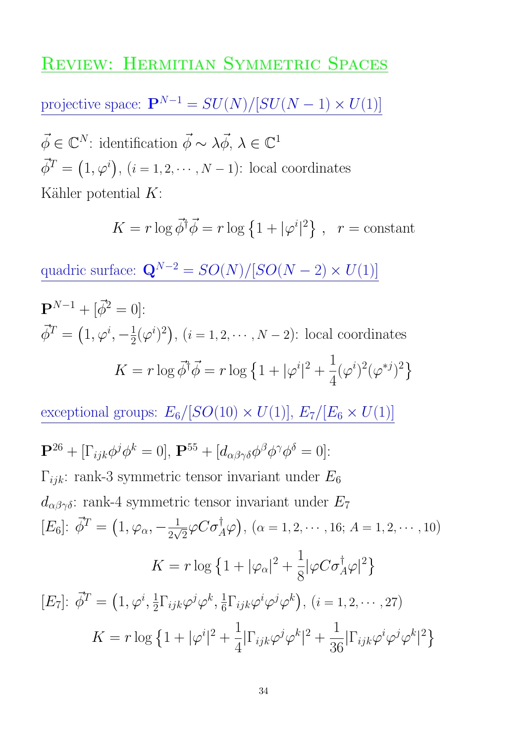# Review: Hermitian Symmetric Spaces

## projective space: $\mathbf{P}^{N-1} = SU(N)/[SU(N-1)\times U(1)]$

$\vec{\phi} \in \mathbb{C}^N$: identification $\vec{\phi} \sim \lambda\vec{\phi}$, $\lambda \in \mathbb{C}^1$

$\vec{\phi}^T = \left(1, \varphi^i\right)$, $(i = 1, 2, \cdots, N-1)$: local coordinates

Kähler potential $K$:

$$K = r \log \vec{\phi}^\dagger \vec{\phi} = r \log \left\{1 + |\varphi^i|^2\right\}, \quad r = \text{constant}$$

## quadric surface: $\mathbf{Q}^{N-2} = SO(N)/[SO(N-2)\times U(1)]$

$\mathbf{P}^{N-1} + [\vec{\phi}^2 = 0]$:

$\vec{\phi}^T = \left(1, \varphi^i, -\frac{1}{2}(\varphi^i)^2\right)$, $(i = 1, 2, \cdots, N-2)$: local coordinates

$$K = r \log \vec{\phi}^\dagger \vec{\phi} = r \log \left\{1 + |\varphi^i|^2 + \frac{1}{4}(\varphi^i)^2(\varphi^{*j})^2\right\}$$

## exceptional groups: $E_6/[SO(10)\times U(1)]$, $E_7/[E_6 \times U(1)]$

$\mathbf{P}^{26} + [\Gamma_{ijk}\phi^j\phi^k = 0]$, $\mathbf{P}^{55} + [d_{\alpha\beta\gamma\delta}\phi^\beta\phi^\gamma\phi^\delta = 0]$:

$\Gamma_{ijk}$: rank-3 symmetric tensor invariant under $E_6$

$d_{\alpha\beta\gamma\delta}$: rank-4 symmetric tensor invariant under $E_7$

$[E_6]$: $\vec{\phi}^T = \left(1, \varphi_\alpha, -\frac{1}{2\sqrt{2}}\varphi C \sigma_A^\dagger \varphi\right)$, $(\alpha = 1, 2, \cdots, 16;\ A = 1, 2, \cdots, 10)$

$$K = r \log \left\{1 + |\varphi_\alpha|^2 + \frac{1}{8}|\varphi C \sigma_A^\dagger \varphi|^2\right\}$$

$[E_7]$: $\vec{\phi}^T = \left(1, \varphi^i, \frac{1}{2}\Gamma_{ijk}\varphi^j\varphi^k, \frac{1}{6}\Gamma_{ijk}\varphi^i\varphi^j\varphi^k\right)$, $(i = 1, 2, \cdots, 27)$

$$K = r \log \left\{1 + |\varphi^i|^2 + \frac{1}{4}|\Gamma_{ijk}\varphi^j\varphi^k|^2 + \frac{1}{36}|\Gamma_{ijk}\varphi^i\varphi^j\varphi^k|^2\right\}$$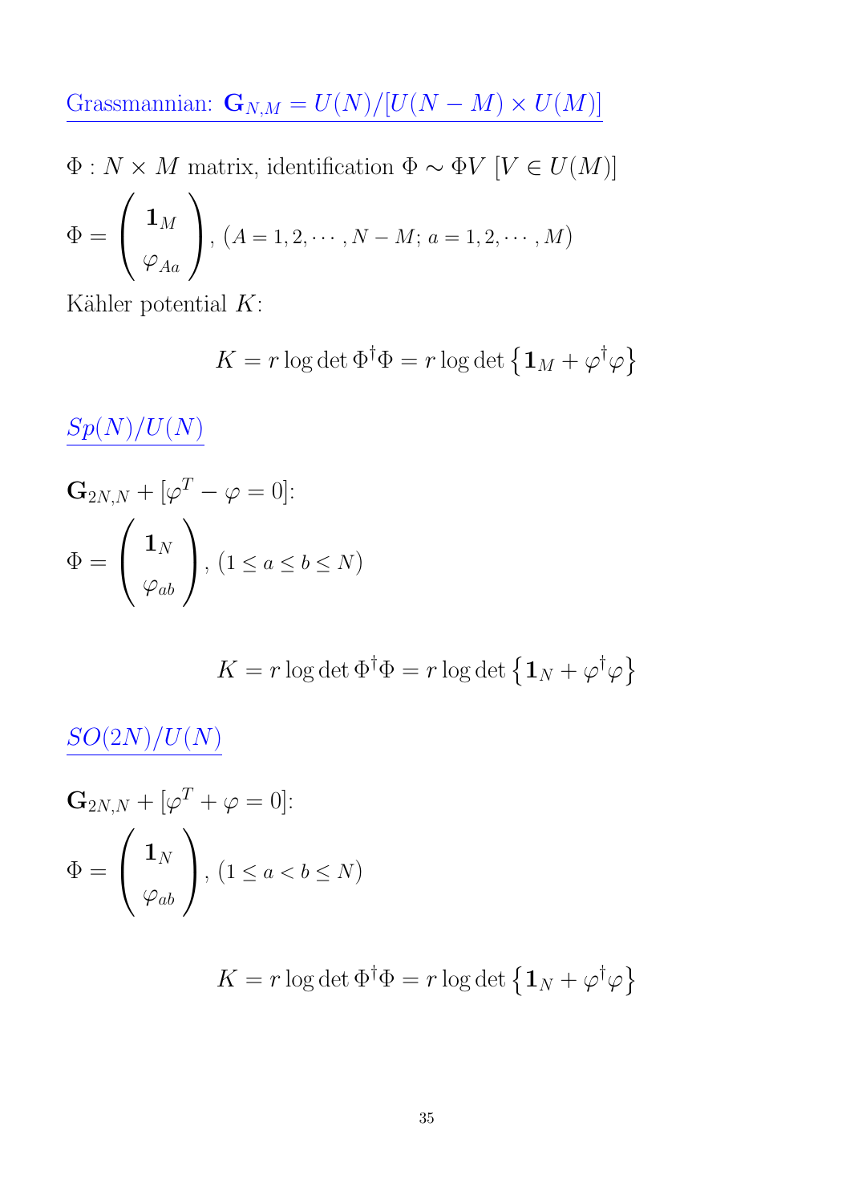## Grassmannian: $\mathbf{G}_{N,M} = U(N)/[U(N-M)\times U(M)]$

$\Phi : N \times M$ matrix, identification $\Phi \sim \Phi V$ $[V \in U(M)]$

$$\Phi = \begin{pmatrix} \mathbf{1}_M \\ \varphi_{Aa} \end{pmatrix}, \ (A = 1, 2, \cdots, N-M;\ a = 1, 2, \cdots, M)$$

Kähler potential $K$:

$$K = r \log \det \Phi^\dagger \Phi = r \log \det \left\{ \mathbf{1}_M + \varphi^\dagger \varphi \right\}$$

## $Sp(N)/U(N)$

$\mathbf{G}_{2N,N} + [\varphi^T - \varphi = 0]$:

$$\Phi = \begin{pmatrix} \mathbf{1}_N \\ \varphi_{ab} \end{pmatrix}, \ (1 \leq a \leq b \leq N)$$

$$K = r \log \det \Phi^\dagger \Phi = r \log \det \left\{ \mathbf{1}_N + \varphi^\dagger \varphi \right\}$$

## $SO(2N)/U(N)$

$\mathbf{G}_{2N,N} + [\varphi^T + \varphi = 0]$:

$$\Phi = \begin{pmatrix} \mathbf{1}_N \\ \varphi_{ab} \end{pmatrix}, \ (1 \leq a < b \leq N)$$

$$K = r \log \det \Phi^\dagger \Phi = r \log \det \left\{ \mathbf{1}_N + \varphi^\dagger \varphi \right\}$$